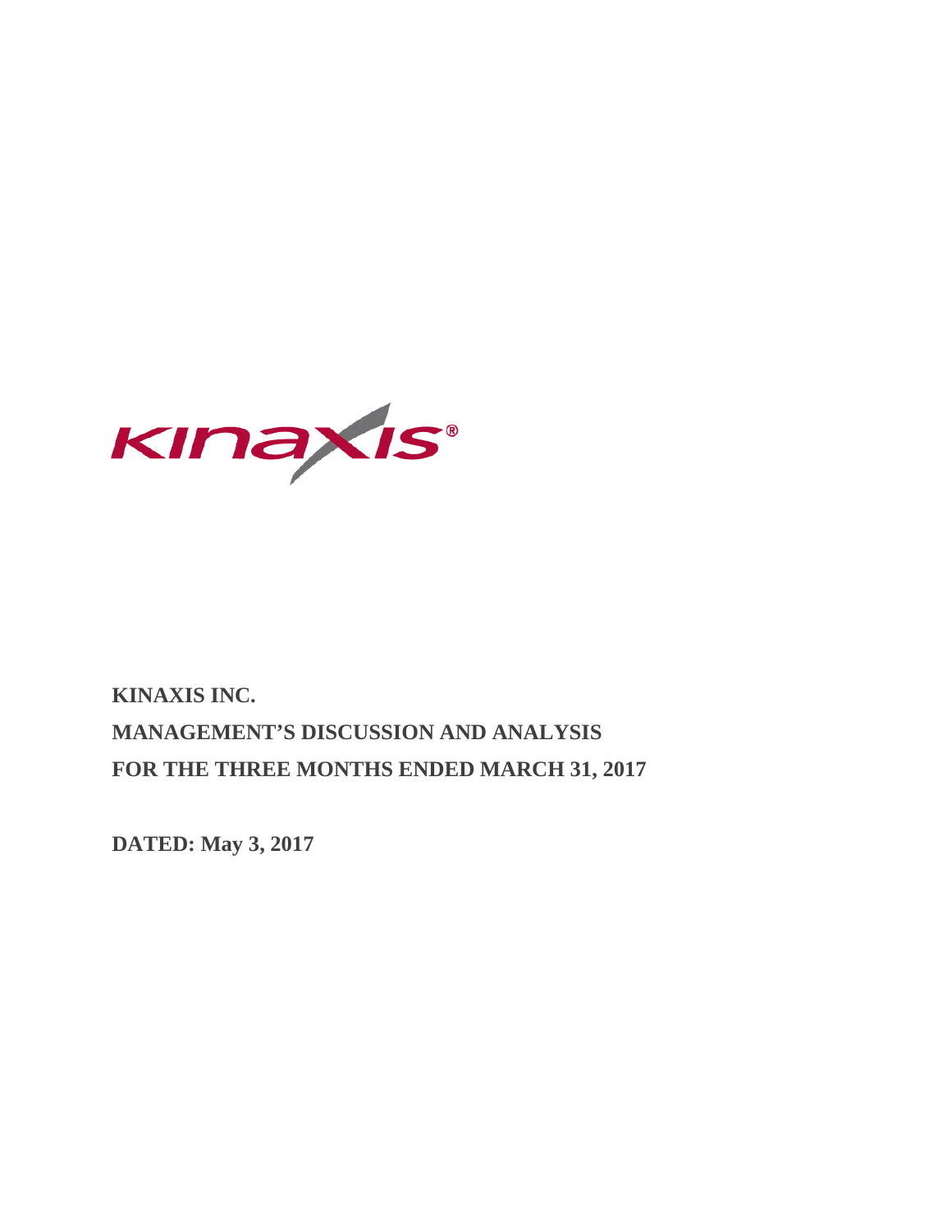# KINAXIS INC.

# MANAGEMENT'S DISCUSSION AND ANALYSIS

# FOR THE THREE MONTHS ENDED MARCH 31, 2017

**DATED: May 3, 2017**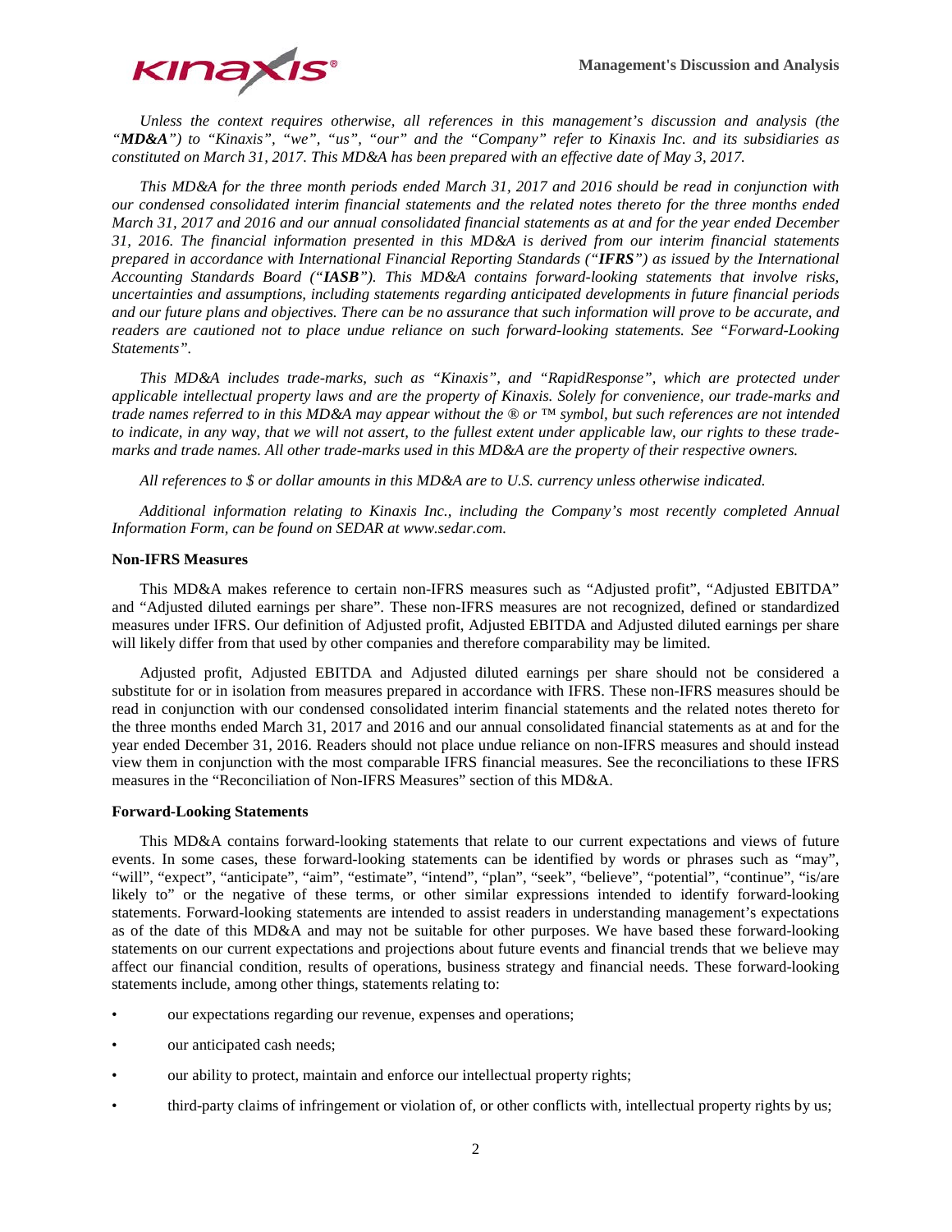*Unless the context requires otherwise, all references in this management's discussion and analysis (the "**MD&A**") to "Kinaxis", "we", "us", "our" and the "Company" refer to Kinaxis Inc. and its subsidiaries as constituted on March 31, 2017. This MD&A has been prepared with an effective date of May 3, 2017.*

*This MD&A for the three month periods ended March 31, 2017 and 2016 should be read in conjunction with our condensed consolidated interim financial statements and the related notes thereto for the three months ended March 31, 2017 and 2016 and our annual consolidated financial statements as at and for the year ended December 31, 2016. The financial information presented in this MD&A is derived from our interim financial statements prepared in accordance with International Financial Reporting Standards ("**IFRS**") as issued by the International Accounting Standards Board ("**IASB**"). This MD&A contains forward-looking statements that involve risks, uncertainties and assumptions, including statements regarding anticipated developments in future financial periods and our future plans and objectives. There can be no assurance that such information will prove to be accurate, and readers are cautioned not to place undue reliance on such forward-looking statements. See "Forward-Looking Statements".*

*This MD&A includes trade-marks, such as "Kinaxis", and "RapidResponse", which are protected under applicable intellectual property laws and are the property of Kinaxis. Solely for convenience, our trade-marks and trade names referred to in this MD&A may appear without the ® or ™ symbol, but such references are not intended to indicate, in any way, that we will not assert, to the fullest extent under applicable law, our rights to these trade-marks and trade names. All other trade-marks used in this MD&A are the property of their respective owners.*

*All references to $ or dollar amounts in this MD&A are to U.S. currency unless otherwise indicated.*

*Additional information relating to Kinaxis Inc., including the Company's most recently completed Annual Information Form, can be found on SEDAR at www.sedar.com.*

**Non-IFRS Measures**

This MD&A makes reference to certain non-IFRS measures such as "Adjusted profit", "Adjusted EBITDA" and "Adjusted diluted earnings per share". These non-IFRS measures are not recognized, defined or standardized measures under IFRS. Our definition of Adjusted profit, Adjusted EBITDA and Adjusted diluted earnings per share will likely differ from that used by other companies and therefore comparability may be limited.

Adjusted profit, Adjusted EBITDA and Adjusted diluted earnings per share should not be considered a substitute for or in isolation from measures prepared in accordance with IFRS. These non-IFRS measures should be read in conjunction with our condensed consolidated interim financial statements and the related notes thereto for the three months ended March 31, 2017 and 2016 and our annual consolidated financial statements as at and for the year ended December 31, 2016. Readers should not place undue reliance on non-IFRS measures and should instead view them in conjunction with the most comparable IFRS financial measures. See the reconciliations to these IFRS measures in the "Reconciliation of Non-IFRS Measures" section of this MD&A.

**Forward-Looking Statements**

This MD&A contains forward-looking statements that relate to our current expectations and views of future events. In some cases, these forward-looking statements can be identified by words or phrases such as "may", "will", "expect", "anticipate", "aim", "estimate", "intend", "plan", "seek", "believe", "potential", "continue", "is/are likely to" or the negative of these terms, or other similar expressions intended to identify forward-looking statements. Forward-looking statements are intended to assist readers in understanding management's expectations as of the date of this MD&A and may not be suitable for other purposes. We have based these forward-looking statements on our current expectations and projections about future events and financial trends that we believe may affect our financial condition, results of operations, business strategy and financial needs. These forward-looking statements include, among other things, statements relating to:

- our expectations regarding our revenue, expenses and operations;
- our anticipated cash needs;
- our ability to protect, maintain and enforce our intellectual property rights;
- third-party claims of infringement or violation of, or other conflicts with, intellectual property rights by us;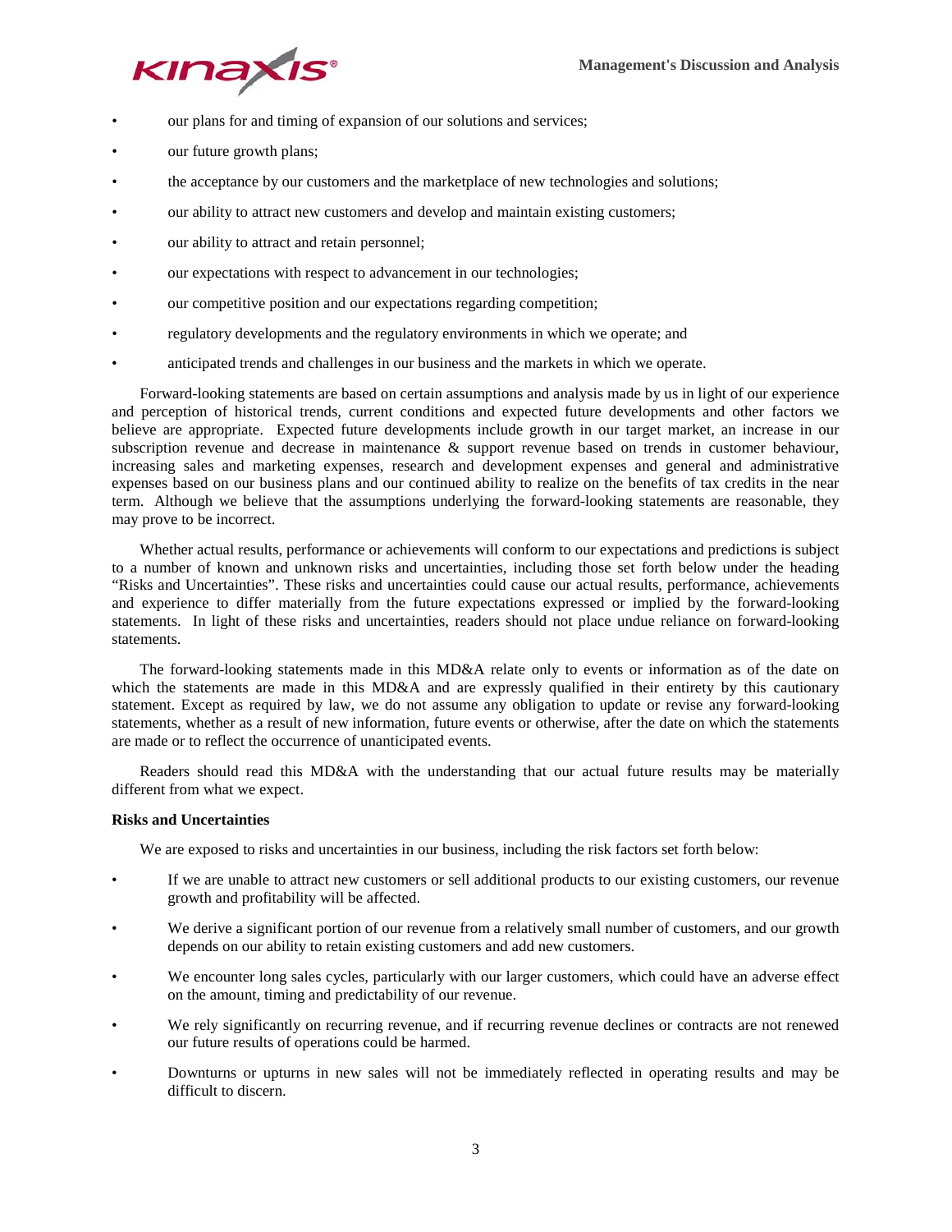- our plans for and timing of expansion of our solutions and services;
- our future growth plans;
- the acceptance by our customers and the marketplace of new technologies and solutions;
- our ability to attract new customers and develop and maintain existing customers;
- our ability to attract and retain personnel;
- our expectations with respect to advancement in our technologies;
- our competitive position and our expectations regarding competition;
- regulatory developments and the regulatory environments in which we operate; and
- anticipated trends and challenges in our business and the markets in which we operate.

Forward-looking statements are based on certain assumptions and analysis made by us in light of our experience and perception of historical trends, current conditions and expected future developments and other factors we believe are appropriate. Expected future developments include growth in our target market, an increase in our subscription revenue and decrease in maintenance & support revenue based on trends in customer behaviour, increasing sales and marketing expenses, research and development expenses and general and administrative expenses based on our business plans and our continued ability to realize on the benefits of tax credits in the near term. Although we believe that the assumptions underlying the forward-looking statements are reasonable, they may prove to be incorrect.

Whether actual results, performance or achievements will conform to our expectations and predictions is subject to a number of known and unknown risks and uncertainties, including those set forth below under the heading "Risks and Uncertainties". These risks and uncertainties could cause our actual results, performance, achievements and experience to differ materially from the future expectations expressed or implied by the forward-looking statements. In light of these risks and uncertainties, readers should not place undue reliance on forward-looking statements.

The forward-looking statements made in this MD&A relate only to events or information as of the date on which the statements are made in this MD&A and are expressly qualified in their entirety by this cautionary statement. Except as required by law, we do not assume any obligation to update or revise any forward-looking statements, whether as a result of new information, future events or otherwise, after the date on which the statements are made or to reflect the occurrence of unanticipated events.

Readers should read this MD&A with the understanding that our actual future results may be materially different from what we expect.

**Risks and Uncertainties**

We are exposed to risks and uncertainties in our business, including the risk factors set forth below:

- If we are unable to attract new customers or sell additional products to our existing customers, our revenue growth and profitability will be affected.
- We derive a significant portion of our revenue from a relatively small number of customers, and our growth depends on our ability to retain existing customers and add new customers.
- We encounter long sales cycles, particularly with our larger customers, which could have an adverse effect on the amount, timing and predictability of our revenue.
- We rely significantly on recurring revenue, and if recurring revenue declines or contracts are not renewed our future results of operations could be harmed.
- Downturns or upturns in new sales will not be immediately reflected in operating results and may be difficult to discern.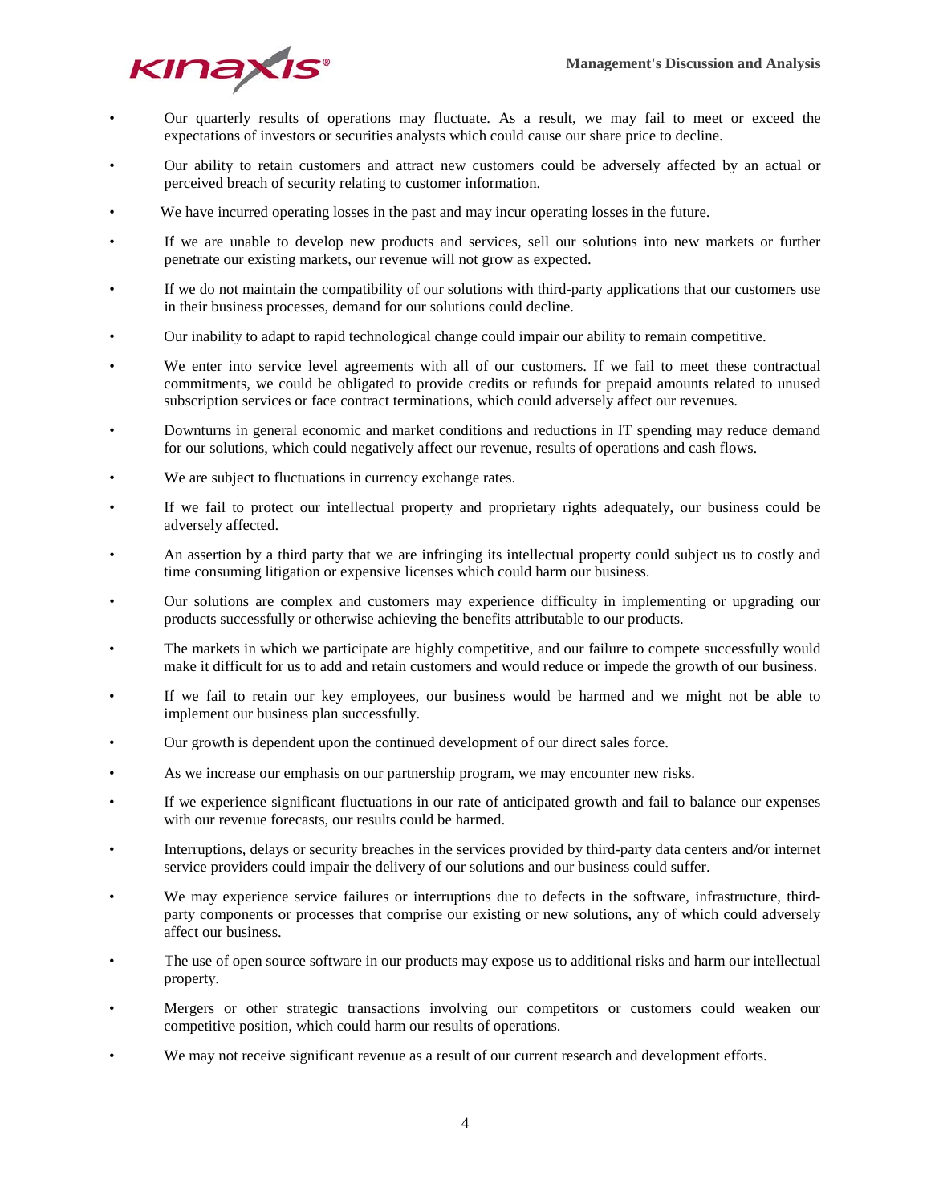- Our quarterly results of operations may fluctuate. As a result, we may fail to meet or exceed the expectations of investors or securities analysts which could cause our share price to decline.
- Our ability to retain customers and attract new customers could be adversely affected by an actual or perceived breach of security relating to customer information.
- We have incurred operating losses in the past and may incur operating losses in the future.
- If we are unable to develop new products and services, sell our solutions into new markets or further penetrate our existing markets, our revenue will not grow as expected.
- If we do not maintain the compatibility of our solutions with third-party applications that our customers use in their business processes, demand for our solutions could decline.
- Our inability to adapt to rapid technological change could impair our ability to remain competitive.
- We enter into service level agreements with all of our customers. If we fail to meet these contractual commitments, we could be obligated to provide credits or refunds for prepaid amounts related to unused subscription services or face contract terminations, which could adversely affect our revenues.
- Downturns in general economic and market conditions and reductions in IT spending may reduce demand for our solutions, which could negatively affect our revenue, results of operations and cash flows.
- We are subject to fluctuations in currency exchange rates.
- If we fail to protect our intellectual property and proprietary rights adequately, our business could be adversely affected.
- An assertion by a third party that we are infringing its intellectual property could subject us to costly and time consuming litigation or expensive licenses which could harm our business.
- Our solutions are complex and customers may experience difficulty in implementing or upgrading our products successfully or otherwise achieving the benefits attributable to our products.
- The markets in which we participate are highly competitive, and our failure to compete successfully would make it difficult for us to add and retain customers and would reduce or impede the growth of our business.
- If we fail to retain our key employees, our business would be harmed and we might not be able to implement our business plan successfully.
- Our growth is dependent upon the continued development of our direct sales force.
- As we increase our emphasis on our partnership program, we may encounter new risks.
- If we experience significant fluctuations in our rate of anticipated growth and fail to balance our expenses with our revenue forecasts, our results could be harmed.
- Interruptions, delays or security breaches in the services provided by third-party data centers and/or internet service providers could impair the delivery of our solutions and our business could suffer.
- We may experience service failures or interruptions due to defects in the software, infrastructure, third-party components or processes that comprise our existing or new solutions, any of which could adversely affect our business.
- The use of open source software in our products may expose us to additional risks and harm our intellectual property.
- Mergers or other strategic transactions involving our competitors or customers could weaken our competitive position, which could harm our results of operations.
- We may not receive significant revenue as a result of our current research and development efforts.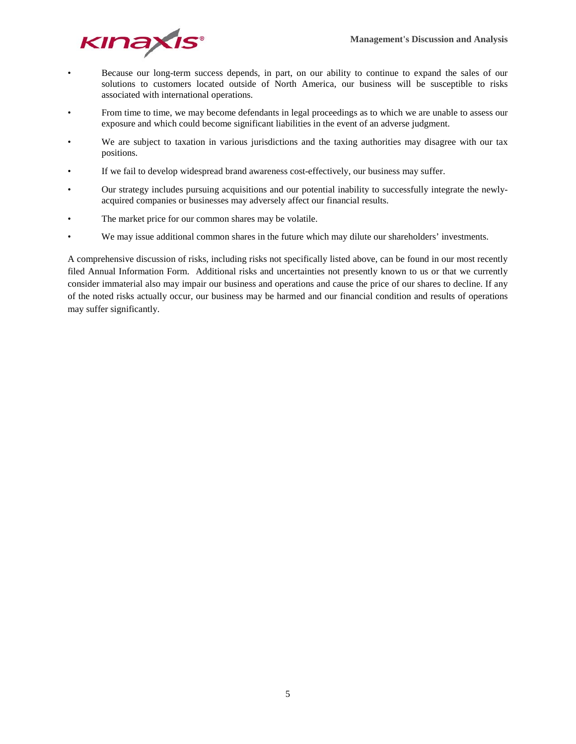- Because our long-term success depends, in part, on our ability to continue to expand the sales of our solutions to customers located outside of North America, our business will be susceptible to risks associated with international operations.
- From time to time, we may become defendants in legal proceedings as to which we are unable to assess our exposure and which could become significant liabilities in the event of an adverse judgment.
- We are subject to taxation in various jurisdictions and the taxing authorities may disagree with our tax positions.
- If we fail to develop widespread brand awareness cost-effectively, our business may suffer.
- Our strategy includes pursuing acquisitions and our potential inability to successfully integrate the newly-acquired companies or businesses may adversely affect our financial results.
- The market price for our common shares may be volatile.
- We may issue additional common shares in the future which may dilute our shareholders' investments.

A comprehensive discussion of risks, including risks not specifically listed above, can be found in our most recently filed Annual Information Form. Additional risks and uncertainties not presently known to us or that we currently consider immaterial also may impair our business and operations and cause the price of our shares to decline. If any of the noted risks actually occur, our business may be harmed and our financial condition and results of operations may suffer significantly.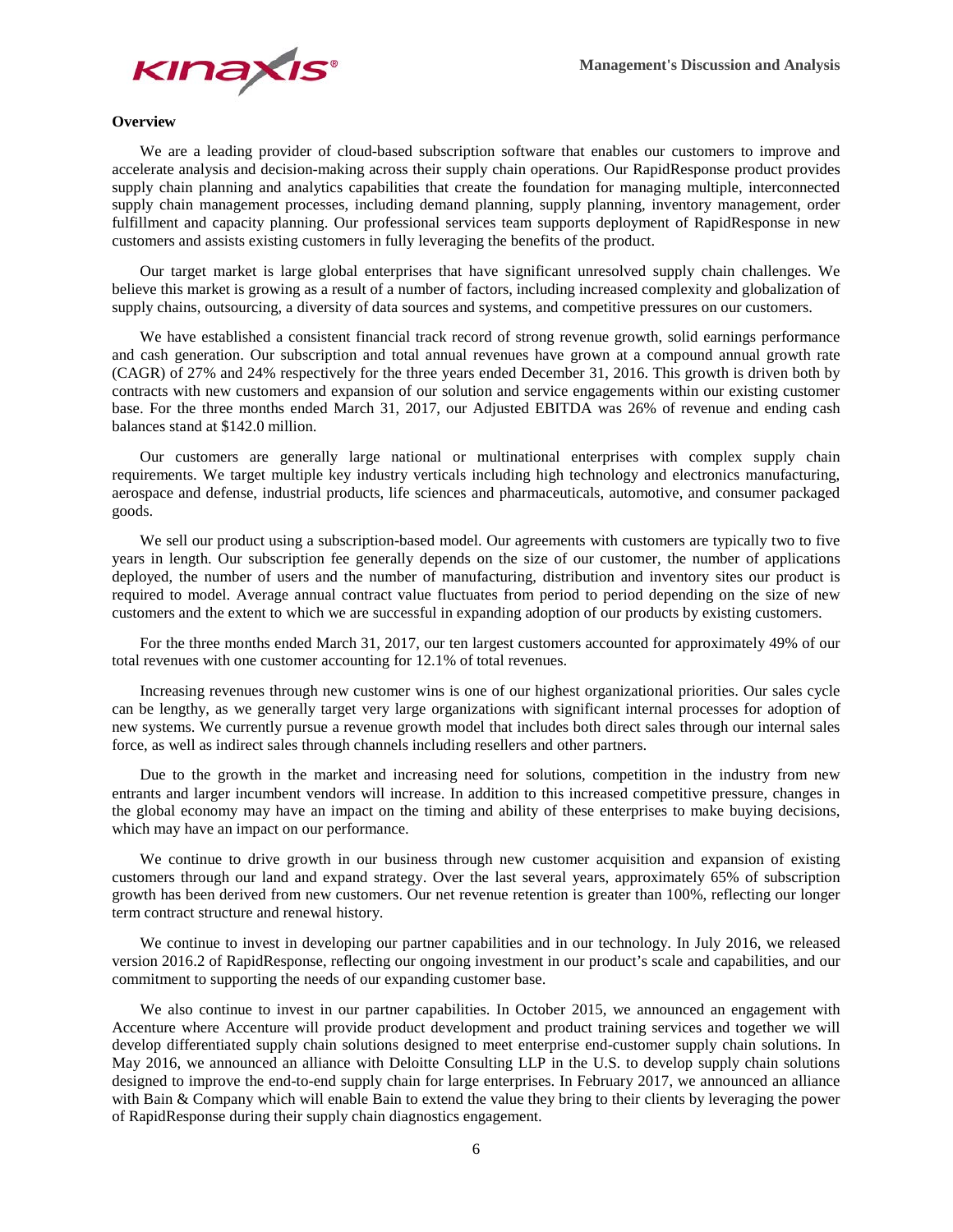## Overview

We are a leading provider of cloud-based subscription software that enables our customers to improve and accelerate analysis and decision-making across their supply chain operations. Our RapidResponse product provides supply chain planning and analytics capabilities that create the foundation for managing multiple, interconnected supply chain management processes, including demand planning, supply planning, inventory management, order fulfillment and capacity planning. Our professional services team supports deployment of RapidResponse in new customers and assists existing customers in fully leveraging the benefits of the product.

Our target market is large global enterprises that have significant unresolved supply chain challenges. We believe this market is growing as a result of a number of factors, including increased complexity and globalization of supply chains, outsourcing, a diversity of data sources and systems, and competitive pressures on our customers.

We have established a consistent financial track record of strong revenue growth, solid earnings performance and cash generation. Our subscription and total annual revenues have grown at a compound annual growth rate (CAGR) of 27% and 24% respectively for the three years ended December 31, 2016. This growth is driven both by contracts with new customers and expansion of our solution and service engagements within our existing customer base. For the three months ended March 31, 2017, our Adjusted EBITDA was 26% of revenue and ending cash balances stand at $142.0 million.

Our customers are generally large national or multinational enterprises with complex supply chain requirements. We target multiple key industry verticals including high technology and electronics manufacturing, aerospace and defense, industrial products, life sciences and pharmaceuticals, automotive, and consumer packaged goods.

We sell our product using a subscription-based model. Our agreements with customers are typically two to five years in length. Our subscription fee generally depends on the size of our customer, the number of applications deployed, the number of users and the number of manufacturing, distribution and inventory sites our product is required to model. Average annual contract value fluctuates from period to period depending on the size of new customers and the extent to which we are successful in expanding adoption of our products by existing customers.

For the three months ended March 31, 2017, our ten largest customers accounted for approximately 49% of our total revenues with one customer accounting for 12.1% of total revenues.

Increasing revenues through new customer wins is one of our highest organizational priorities. Our sales cycle can be lengthy, as we generally target very large organizations with significant internal processes for adoption of new systems. We currently pursue a revenue growth model that includes both direct sales through our internal sales force, as well as indirect sales through channels including resellers and other partners.

Due to the growth in the market and increasing need for solutions, competition in the industry from new entrants and larger incumbent vendors will increase. In addition to this increased competitive pressure, changes in the global economy may have an impact on the timing and ability of these enterprises to make buying decisions, which may have an impact on our performance.

We continue to drive growth in our business through new customer acquisition and expansion of existing customers through our land and expand strategy. Over the last several years, approximately 65% of subscription growth has been derived from new customers. Our net revenue retention is greater than 100%, reflecting our longer term contract structure and renewal history.

We continue to invest in developing our partner capabilities and in our technology. In July 2016, we released version 2016.2 of RapidResponse, reflecting our ongoing investment in our product's scale and capabilities, and our commitment to supporting the needs of our expanding customer base.

We also continue to invest in our partner capabilities. In October 2015, we announced an engagement with Accenture where Accenture will provide product development and product training services and together we will develop differentiated supply chain solutions designed to meet enterprise end-customer supply chain solutions. In May 2016, we announced an alliance with Deloitte Consulting LLP in the U.S. to develop supply chain solutions designed to improve the end-to-end supply chain for large enterprises. In February 2017, we announced an alliance with Bain & Company which will enable Bain to extend the value they bring to their clients by leveraging the power of RapidResponse during their supply chain diagnostics engagement.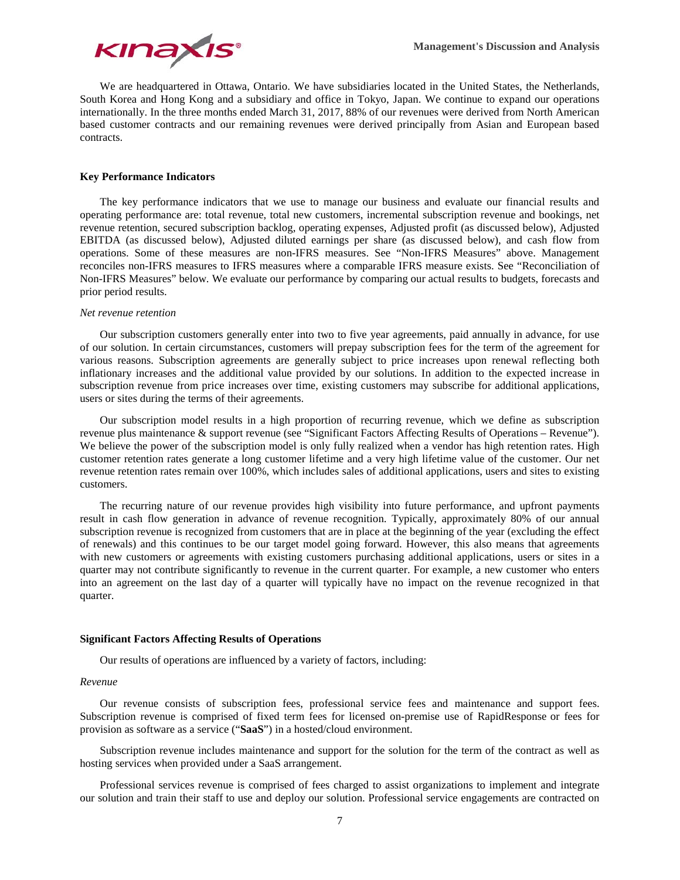We are headquartered in Ottawa, Ontario. We have subsidiaries located in the United States, the Netherlands, South Korea and Hong Kong and a subsidiary and office in Tokyo, Japan. We continue to expand our operations internationally. In the three months ended March 31, 2017, 88% of our revenues were derived from North American based customer contracts and our remaining revenues were derived principally from Asian and European based contracts.

### Key Performance Indicators

The key performance indicators that we use to manage our business and evaluate our financial results and operating performance are: total revenue, total new customers, incremental subscription revenue and bookings, net revenue retention, secured subscription backlog, operating expenses, Adjusted profit (as discussed below), Adjusted EBITDA (as discussed below), Adjusted diluted earnings per share (as discussed below), and cash flow from operations. Some of these measures are non-IFRS measures. See "Non-IFRS Measures" above. Management reconciles non-IFRS measures to IFRS measures where a comparable IFRS measure exists. See "Reconciliation of Non-IFRS Measures" below. We evaluate our performance by comparing our actual results to budgets, forecasts and prior period results.

*Net revenue retention*

Our subscription customers generally enter into two to five year agreements, paid annually in advance, for use of our solution. In certain circumstances, customers will prepay subscription fees for the term of the agreement for various reasons. Subscription agreements are generally subject to price increases upon renewal reflecting both inflationary increases and the additional value provided by our solutions. In addition to the expected increase in subscription revenue from price increases over time, existing customers may subscribe for additional applications, users or sites during the terms of their agreements.

Our subscription model results in a high proportion of recurring revenue, which we define as subscription revenue plus maintenance & support revenue (see "Significant Factors Affecting Results of Operations – Revenue"). We believe the power of the subscription model is only fully realized when a vendor has high retention rates. High customer retention rates generate a long customer lifetime and a very high lifetime value of the customer. Our net revenue retention rates remain over 100%, which includes sales of additional applications, users and sites to existing customers.

The recurring nature of our revenue provides high visibility into future performance, and upfront payments result in cash flow generation in advance of revenue recognition. Typically, approximately 80% of our annual subscription revenue is recognized from customers that are in place at the beginning of the year (excluding the effect of renewals) and this continues to be our target model going forward. However, this also means that agreements with new customers or agreements with existing customers purchasing additional applications, users or sites in a quarter may not contribute significantly to revenue in the current quarter. For example, a new customer who enters into an agreement on the last day of a quarter will typically have no impact on the revenue recognized in that quarter.

### Significant Factors Affecting Results of Operations

Our results of operations are influenced by a variety of factors, including:

*Revenue*

Our revenue consists of subscription fees, professional service fees and maintenance and support fees. Subscription revenue is comprised of fixed term fees for licensed on-premise use of RapidResponse or fees for provision as software as a service ("**SaaS**") in a hosted/cloud environment.

Subscription revenue includes maintenance and support for the solution for the term of the contract as well as hosting services when provided under a SaaS arrangement.

Professional services revenue is comprised of fees charged to assist organizations to implement and integrate our solution and train their staff to use and deploy our solution. Professional service engagements are contracted on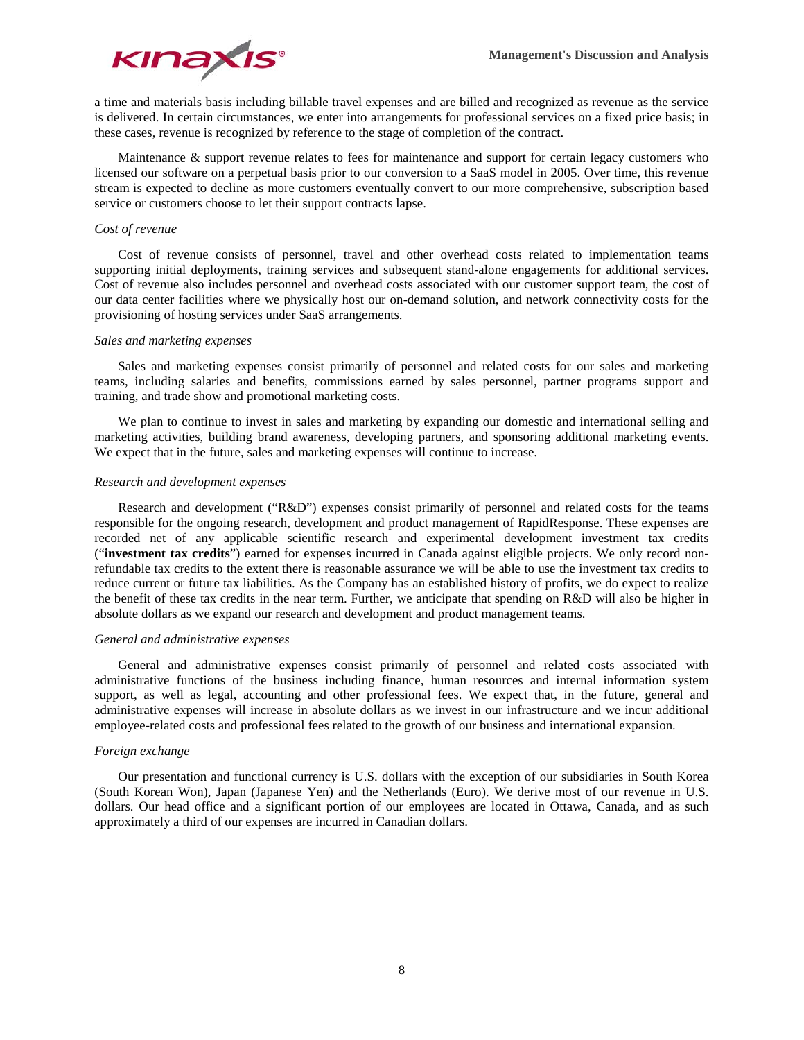a time and materials basis including billable travel expenses and are billed and recognized as revenue as the service is delivered. In certain circumstances, we enter into arrangements for professional services on a fixed price basis; in these cases, revenue is recognized by reference to the stage of completion of the contract.

Maintenance & support revenue relates to fees for maintenance and support for certain legacy customers who licensed our software on a perpetual basis prior to our conversion to a SaaS model in 2005. Over time, this revenue stream is expected to decline as more customers eventually convert to our more comprehensive, subscription based service or customers choose to let their support contracts lapse.

*Cost of revenue*

Cost of revenue consists of personnel, travel and other overhead costs related to implementation teams supporting initial deployments, training services and subsequent stand-alone engagements for additional services. Cost of revenue also includes personnel and overhead costs associated with our customer support team, the cost of our data center facilities where we physically host our on-demand solution, and network connectivity costs for the provisioning of hosting services under SaaS arrangements.

*Sales and marketing expenses*

Sales and marketing expenses consist primarily of personnel and related costs for our sales and marketing teams, including salaries and benefits, commissions earned by sales personnel, partner programs support and training, and trade show and promotional marketing costs.

We plan to continue to invest in sales and marketing by expanding our domestic and international selling and marketing activities, building brand awareness, developing partners, and sponsoring additional marketing events. We expect that in the future, sales and marketing expenses will continue to increase.

*Research and development expenses*

Research and development ("R&D") expenses consist primarily of personnel and related costs for the teams responsible for the ongoing research, development and product management of RapidResponse. These expenses are recorded net of any applicable scientific research and experimental development investment tax credits ("**investment tax credits**") earned for expenses incurred in Canada against eligible projects. We only record non-refundable tax credits to the extent there is reasonable assurance we will be able to use the investment tax credits to reduce current or future tax liabilities. As the Company has an established history of profits, we do expect to realize the benefit of these tax credits in the near term. Further, we anticipate that spending on R&D will also be higher in absolute dollars as we expand our research and development and product management teams.

*General and administrative expenses*

General and administrative expenses consist primarily of personnel and related costs associated with administrative functions of the business including finance, human resources and internal information system support, as well as legal, accounting and other professional fees. We expect that, in the future, general and administrative expenses will increase in absolute dollars as we invest in our infrastructure and we incur additional employee-related costs and professional fees related to the growth of our business and international expansion.

*Foreign exchange*

Our presentation and functional currency is U.S. dollars with the exception of our subsidiaries in South Korea (South Korean Won), Japan (Japanese Yen) and the Netherlands (Euro). We derive most of our revenue in U.S. dollars. Our head office and a significant portion of our employees are located in Ottawa, Canada, and as such approximately a third of our expenses are incurred in Canadian dollars.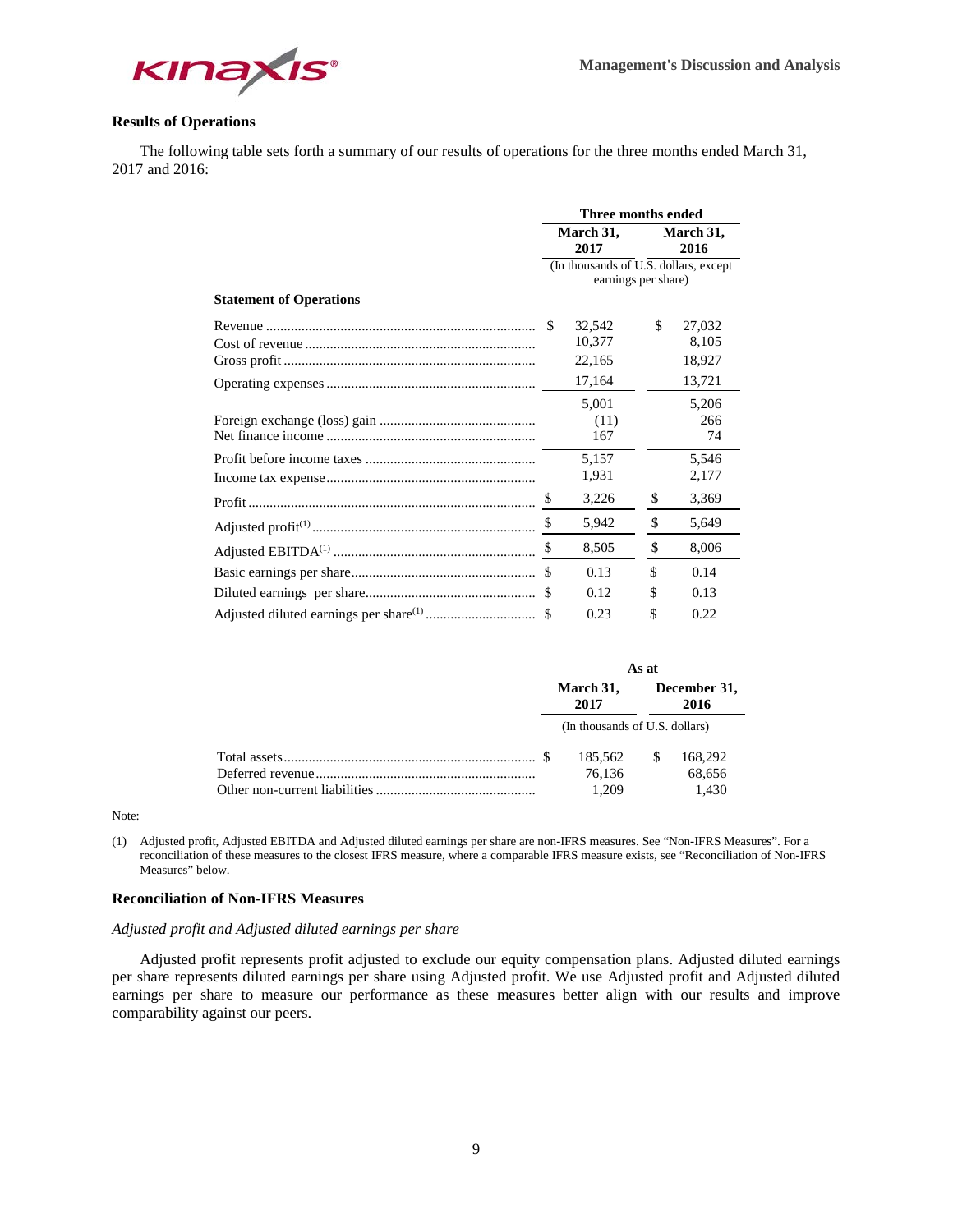## Results of Operations

The following table sets forth a summary of our results of operations for the three months ended March 31, 2017 and 2016:

| | Three months ended | |
|---|---|---|
| | March 31, 2017 | March 31, 2016 |
| | (In thousands of U.S. dollars, except earnings per share) | |
| **Statement of Operations** | | |
| Revenue | $ 32,542 | $ 27,032 |
| Cost of revenue | 10,377 | 8,105 |
| Gross profit | 22,165 | 18,927 |
| Operating expenses | 17,164 | 13,721 |
| | 5,001 | 5,206 |
| Foreign exchange (loss) gain | (11) | 266 |
| Net finance income | 167 | 74 |
| Profit before income taxes | 5,157 | 5,546 |
| Income tax expense | 1,931 | 2,177 |
| Profit | $ 3,226 | $ 3,369 |
| Adjusted profit[(1)] | $ 5,942 | $ 5,649 |
| Adjusted EBITDA[(1)] | $ 8,505 | $ 8,006 |
| Basic earnings per share | $ 0.13 | $ 0.14 |
| Diluted earnings per share | $ 0.12 | $ 0.13 |
| Adjusted diluted earnings per share[(1)] | $ 0.23 | $ 0.22 |

| | As at | |
|---|---|---|
| | March 31, 2017 | December 31, 2016 |
| | (In thousands of U.S. dollars) | |
| Total assets | $ 185,562 | $ 168,292 |
| Deferred revenue | 76,136 | 68,656 |
| Other non-current liabilities | 1,209 | 1,430 |

Note:

(1) Adjusted profit, Adjusted EBITDA and Adjusted diluted earnings per share are non-IFRS measures. See "Non-IFRS Measures". For a reconciliation of these measures to the closest IFRS measure, where a comparable IFRS measure exists, see "Reconciliation of Non-IFRS Measures" below.

## Reconciliation of Non-IFRS Measures

*Adjusted profit and Adjusted diluted earnings per share*

Adjusted profit represents profit adjusted to exclude our equity compensation plans. Adjusted diluted earnings per share represents diluted earnings per share using Adjusted profit. We use Adjusted profit and Adjusted diluted earnings per share to measure our performance as these measures better align with our results and improve comparability against our peers.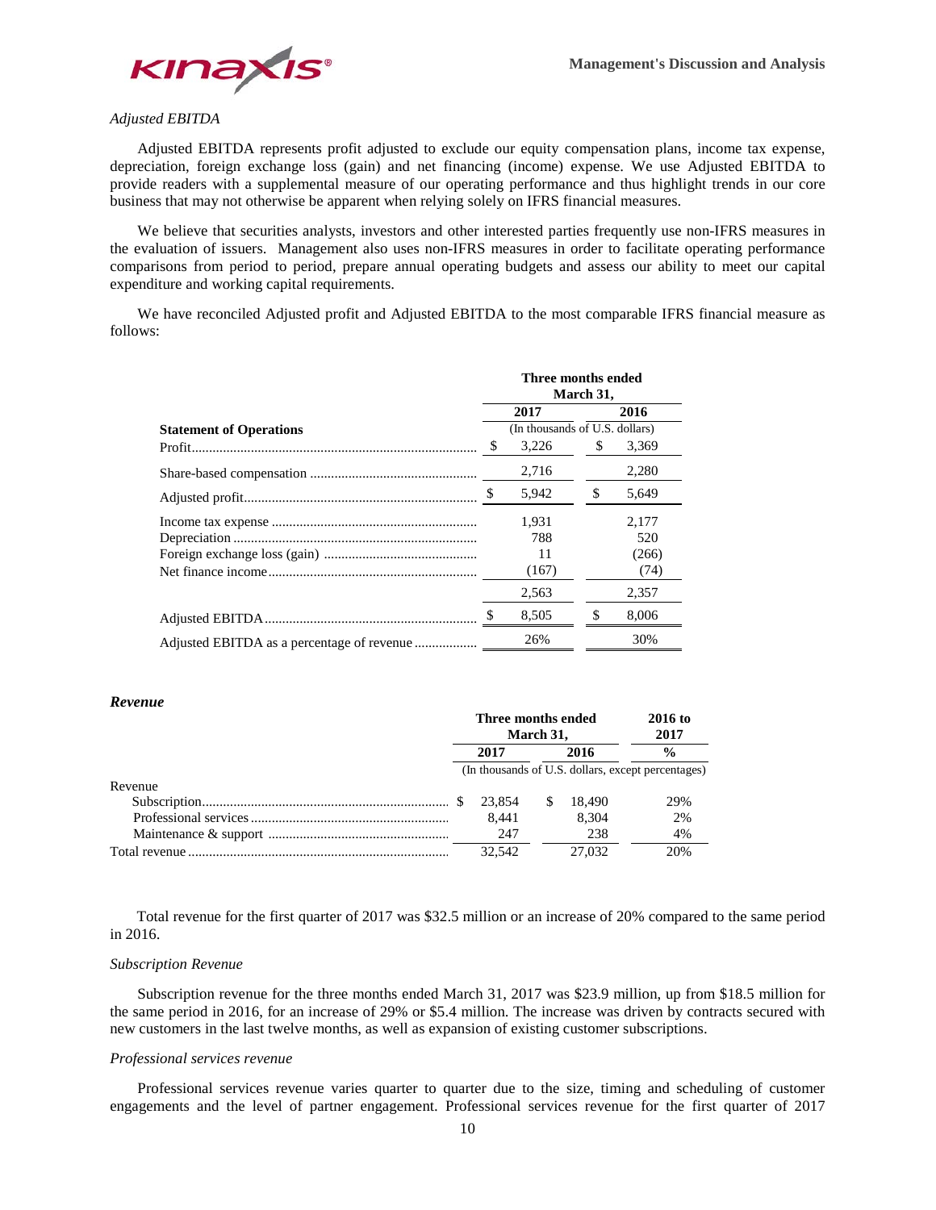*Adjusted EBITDA*

Adjusted EBITDA represents profit adjusted to exclude our equity compensation plans, income tax expense, depreciation, foreign exchange loss (gain) and net financing (income) expense. We use Adjusted EBITDA to provide readers with a supplemental measure of our operating performance and thus highlight trends in our core business that may not otherwise be apparent when relying solely on IFRS financial measures.

We believe that securities analysts, investors and other interested parties frequently use non-IFRS measures in the evaluation of issuers. Management also uses non-IFRS measures in order to facilitate operating performance comparisons from period to period, prepare annual operating budgets and assess our ability to meet our capital expenditure and working capital requirements.

We have reconciled Adjusted profit and Adjusted EBITDA to the most comparable IFRS financial measure as follows:

| | Three months ended March 31, | |
|---|---|---|
| | 2017 | 2016 |
| **Statement of Operations** | (In thousands of U.S. dollars) | |
| Profit | $ 3,226 | $ 3,369 |
| Share-based compensation | 2,716 | 2,280 |
| Adjusted profit | $ 5,942 | $ 5,649 |
| Income tax expense | 1,931 | 2,177 |
| Depreciation | 788 | 520 |
| Foreign exchange loss (gain) | 11 | (266) |
| Net finance income | (167) | (74) |
| | 2,563 | 2,357 |
| Adjusted EBITDA | $ 8,505 | $ 8,006 |
| Adjusted EBITDA as a percentage of revenue | 26% | 30% |

### *Revenue*

| | Three months ended March 31, | | 2016 to 2017 |
|---|---|---|---|
| | 2017 | 2016 | % |
| | (In thousands of U.S. dollars, except percentages) | | |
| Revenue | | | |
| Subscription | $ 23,854 | $ 18,490 | 29% |
| Professional services | 8,441 | 8,304 | 2% |
| Maintenance & support | 247 | 238 | 4% |
| Total revenue | 32,542 | 27,032 | 20% |

Total revenue for the first quarter of 2017 was $32.5 million or an increase of 20% compared to the same period in 2016.

*Subscription Revenue*

Subscription revenue for the three months ended March 31, 2017 was $23.9 million, up from $18.5 million for the same period in 2016, for an increase of 29% or $5.4 million. The increase was driven by contracts secured with new customers in the last twelve months, as well as expansion of existing customer subscriptions.

*Professional services revenue*

Professional services revenue varies quarter to quarter due to the size, timing and scheduling of customer engagements and the level of partner engagement. Professional services revenue for the first quarter of 2017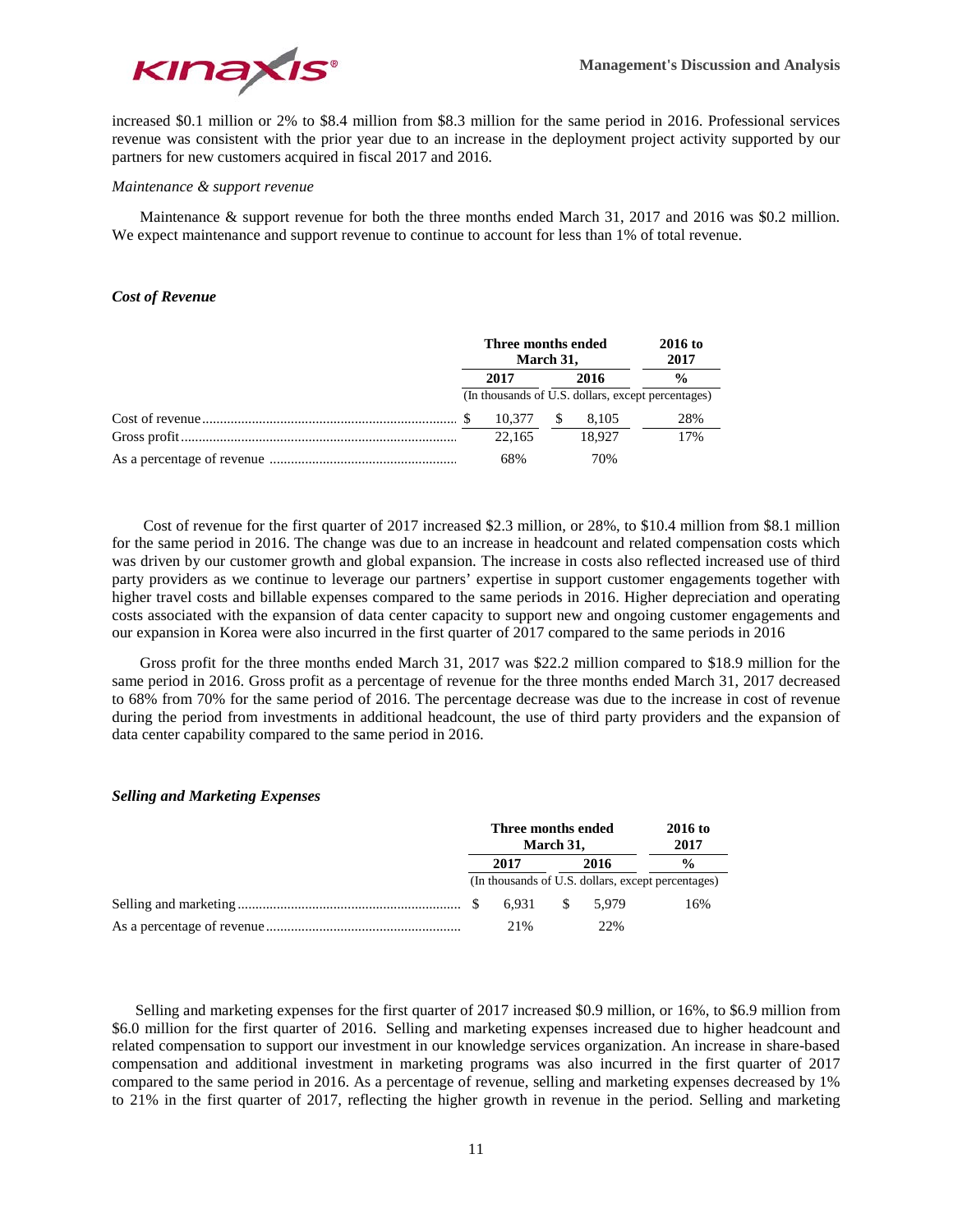increased $0.1 million or 2% to $8.4 million from $8.3 million for the same period in 2016. Professional services revenue was consistent with the prior year due to an increase in the deployment project activity supported by our partners for new customers acquired in fiscal 2017 and 2016.

*Maintenance & support revenue*

Maintenance & support revenue for both the three months ended March 31, 2017 and 2016 was $0.2 million. We expect maintenance and support revenue to continue to account for less than 1% of total revenue.

### *Cost of Revenue*

| | Three months ended March 31, | | 2016 to 2017 |
|---|---|---|---|
| | 2017 | 2016 | % |
| | (In thousands of U.S. dollars, except percentages) | | |
| Cost of revenue | $ 10,377 | $ 8,105 | 28% |
| Gross profit | 22,165 | 18,927 | 17% |
| As a percentage of revenue | 68% | 70% | |

Cost of revenue for the first quarter of 2017 increased $2.3 million, or 28%, to $10.4 million from $8.1 million for the same period in 2016. The change was due to an increase in headcount and related compensation costs which was driven by our customer growth and global expansion. The increase in costs also reflected increased use of third party providers as we continue to leverage our partners' expertise in support customer engagements together with higher travel costs and billable expenses compared to the same periods in 2016. Higher depreciation and operating costs associated with the expansion of data center capacity to support new and ongoing customer engagements and our expansion in Korea were also incurred in the first quarter of 2017 compared to the same periods in 2016

Gross profit for the three months ended March 31, 2017 was $22.2 million compared to $18.9 million for the same period in 2016. Gross profit as a percentage of revenue for the three months ended March 31, 2017 decreased to 68% from 70% for the same period of 2016. The percentage decrease was due to the increase in cost of revenue during the period from investments in additional headcount, the use of third party providers and the expansion of data center capability compared to the same period in 2016.

### *Selling and Marketing Expenses*

| | Three months ended March 31, | | 2016 to 2017 |
|---|---|---|---|
| | 2017 | 2016 | % |
| | (In thousands of U.S. dollars, except percentages) | | |
| Selling and marketing | $ 6,931 | $ 5,979 | 16% |
| As a percentage of revenue | 21% | 22% | |

Selling and marketing expenses for the first quarter of 2017 increased $0.9 million, or 16%, to $6.9 million from $6.0 million for the first quarter of 2016. Selling and marketing expenses increased due to higher headcount and related compensation to support our investment in our knowledge services organization. An increase in share-based compensation and additional investment in marketing programs was also incurred in the first quarter of 2017 compared to the same period in 2016. As a percentage of revenue, selling and marketing expenses decreased by 1% to 21% in the first quarter of 2017, reflecting the higher growth in revenue in the period. Selling and marketing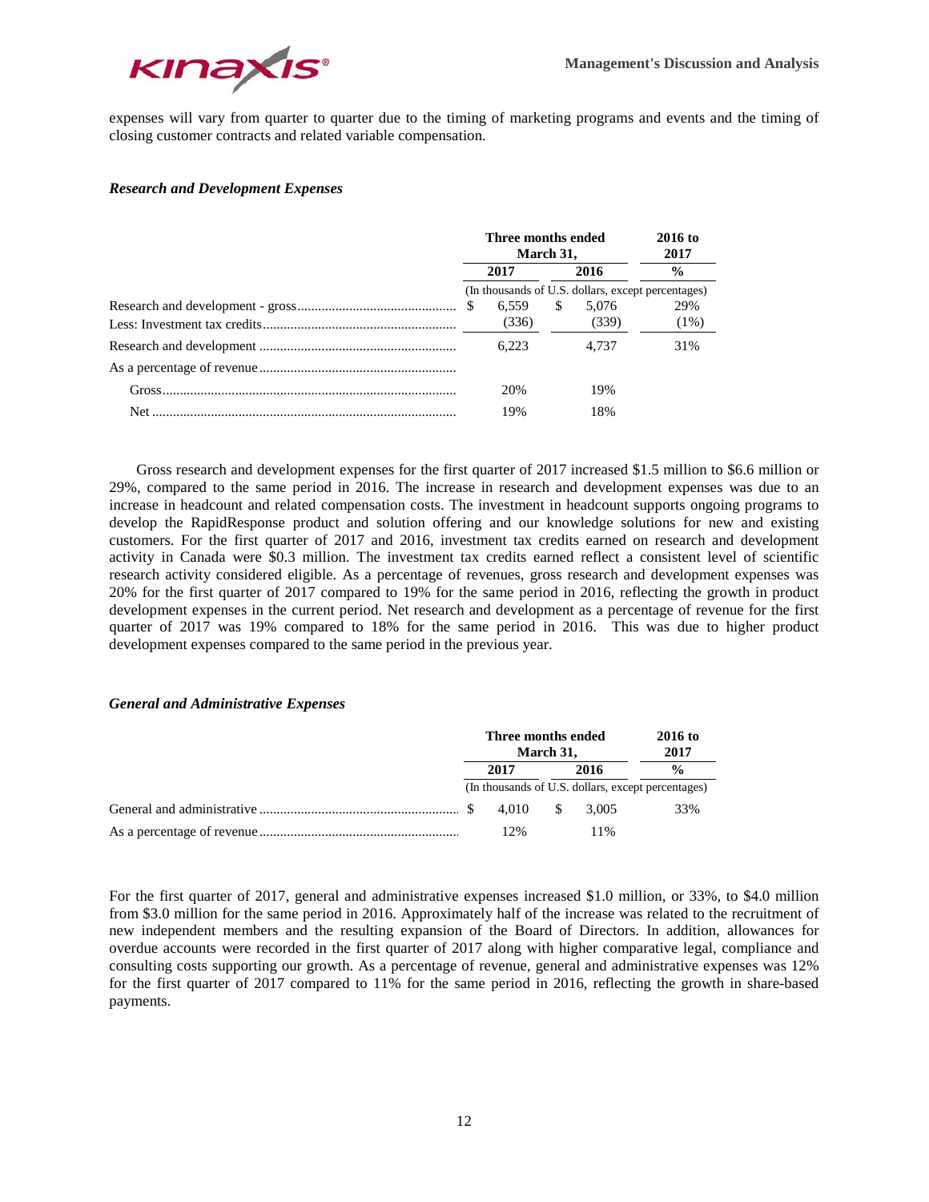expenses will vary from quarter to quarter due to the timing of marketing programs and events and the timing of closing customer contracts and related variable compensation.

### *Research and Development Expenses*

| | Three months ended March 31, | | 2016 to 2017 |
|---|---|---|---|
| | 2017 | 2016 | % |
| | (In thousands of U.S. dollars, except percentages) | | |
| Research and development - gross | $ 6,559 | $ 5,076 | 29% |
| Less: Investment tax credits | (336) | (339) | (1%) |
| Research and development | 6,223 | 4,737 | 31% |
| As a percentage of revenue | | | |
| Gross | 20% | 19% | |
| Net | 19% | 18% | |

Gross research and development expenses for the first quarter of 2017 increased $1.5 million to $6.6 million or 29%, compared to the same period in 2016. The increase in research and development expenses was due to an increase in headcount and related compensation costs. The investment in headcount supports ongoing programs to develop the RapidResponse product and solution offering and our knowledge solutions for new and existing customers. For the first quarter of 2017 and 2016, investment tax credits earned on research and development activity in Canada were $0.3 million. The investment tax credits earned reflect a consistent level of scientific research activity considered eligible. As a percentage of revenues, gross research and development expenses was 20% for the first quarter of 2017 compared to 19% for the same period in 2016, reflecting the growth in product development expenses in the current period. Net research and development as a percentage of revenue for the first quarter of 2017 was 19% compared to 18% for the same period in 2016. This was due to higher product development expenses compared to the same period in the previous year.

### *General and Administrative Expenses*

| | Three months ended March 31, | | 2016 to 2017 |
|---|---|---|---|
| | 2017 | 2016 | % |
| | (In thousands of U.S. dollars, except percentages) | | |
| General and administrative | $ 4,010 | $ 3,005 | 33% |
| As a percentage of revenue | 12% | 11% | |

For the first quarter of 2017, general and administrative expenses increased $1.0 million, or 33%, to $4.0 million from $3.0 million for the same period in 2016. Approximately half of the increase was related to the recruitment of new independent members and the resulting expansion of the Board of Directors. In addition, allowances for overdue accounts were recorded in the first quarter of 2017 along with higher comparative legal, compliance and consulting costs supporting our growth. As a percentage of revenue, general and administrative expenses was 12% for the first quarter of 2017 compared to 11% for the same period in 2016, reflecting the growth in share-based payments.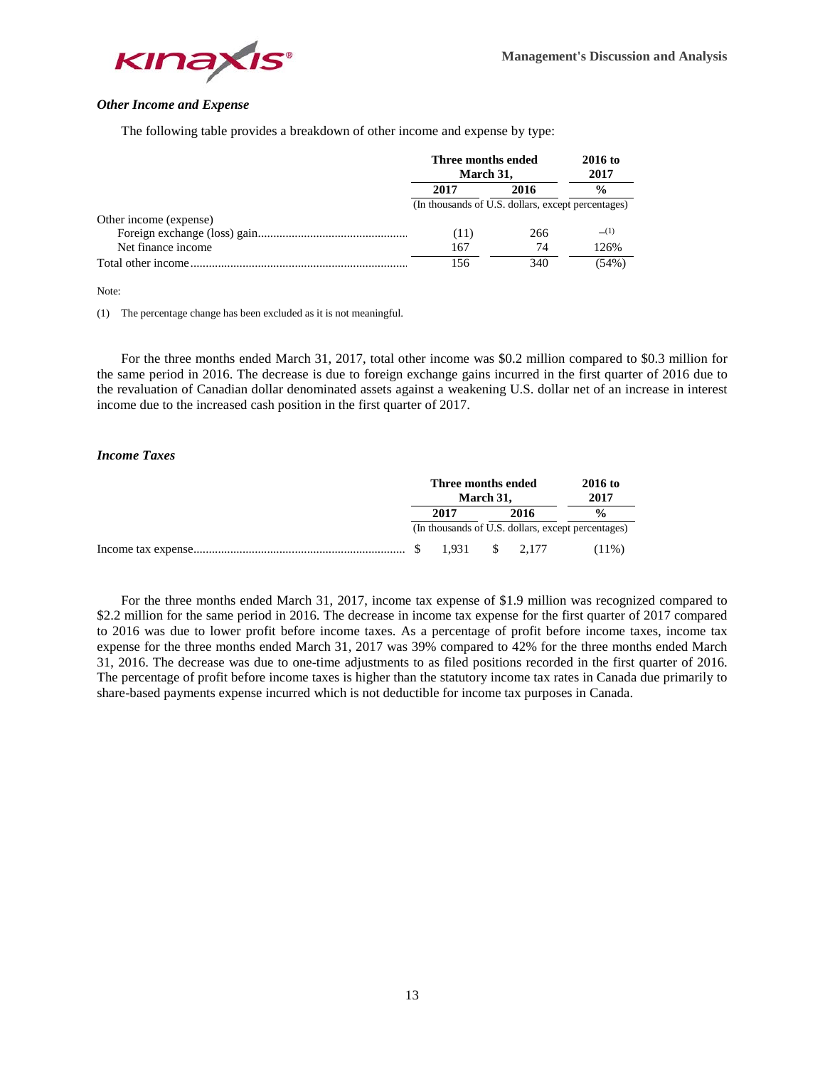### *Other Income and Expense*

The following table provides a breakdown of other income and expense by type:

| | Three months ended March 31, | | 2016 to 2017 |
|---|---|---|---|
| | 2017 | 2016 | % |
| | (In thousands of U.S. dollars, except percentages) | | |
| Other income (expense) | | | |
| Foreign exchange (loss) gain | (11) | 266 | —[(1)] |
| Net finance income | 167 | 74 | 126% |
| Total other income | 156 | 340 | (54%) |

Note:

(1) The percentage change has been excluded as it is not meaningful.

For the three months ended March 31, 2017, total other income was \$0.2 million compared to \$0.3 million for the same period in 2016. The decrease is due to foreign exchange gains incurred in the first quarter of 2016 due to the revaluation of Canadian dollar denominated assets against a weakening U.S. dollar net of an increase in interest income due to the increased cash position in the first quarter of 2017.

### *Income Taxes*

| | Three months ended March 31, | | 2016 to 2017 |
|---|---|---|---|
| | 2017 | 2016 | % |
| | (In thousands of U.S. dollars, except percentages) | | |
| Income tax expense | \$ 1,931 | \$ 2,177 | (11%) |

For the three months ended March 31, 2017, income tax expense of \$1.9 million was recognized compared to \$2.2 million for the same period in 2016. The decrease in income tax expense for the first quarter of 2017 compared to 2016 was due to lower profit before income taxes. As a percentage of profit before income taxes, income tax expense for the three months ended March 31, 2017 was 39% compared to 42% for the three months ended March 31, 2016. The decrease was due to one-time adjustments to as filed positions recorded in the first quarter of 2016. The percentage of profit before income taxes is higher than the statutory income tax rates in Canada due primarily to share-based payments expense incurred which is not deductible for income tax purposes in Canada.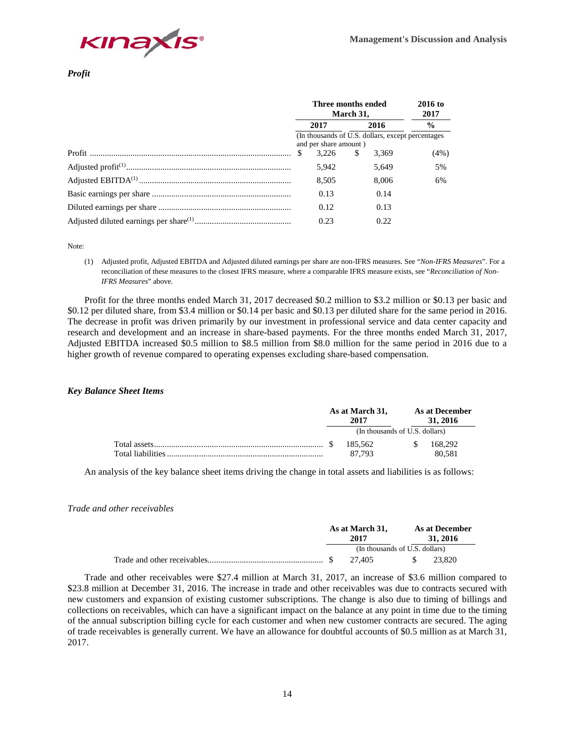*Profit*

| | Three months ended March 31, | | 2016 to 2017 |
|---|---|---|---|
| | 2017 | 2016 | % |
| | (In thousands of U.S. dollars, except percentages and per share amount ) | | |
| Profit | $ 3,226 | $ 3,369 | (4%) |
| Adjusted profit[(1)] | 5,942 | 5,649 | 5% |
| Adjusted EBITDA[(1)] | 8,505 | 8,006 | 6% |
| Basic earnings per share | 0.13 | 0.14 | |
| Diluted earnings per share | 0.12 | 0.13 | |
| Adjusted diluted earnings per share[(1)] | 0.23 | 0.22 | |

Note:

(1) Adjusted profit, Adjusted EBITDA and Adjusted diluted earnings per share are non-IFRS measures. See "*Non-IFRS Measures*". For a reconciliation of these measures to the closest IFRS measure, where a comparable IFRS measure exists, see "*Reconciliation of Non-IFRS Measures*" above.

Profit for the three months ended March 31, 2017 decreased $0.2 million to $3.2 million or $0.13 per basic and $0.12 per diluted share, from $3.4 million or $0.14 per basic and $0.13 per diluted share for the same period in 2016. The decrease in profit was driven primarily by our investment in professional service and data center capacity and research and development and an increase in share-based payments. For the three months ended March 31, 2017, Adjusted EBITDA increased $0.5 million to $8.5 million from $8.0 million for the same period in 2016 due to a higher growth of revenue compared to operating expenses excluding share-based compensation.

*Key Balance Sheet Items*

| | As at March 31, 2017 | As at December 31, 2016 |
|---|---|---|
| | (In thousands of U.S. dollars) | |
| Total assets | $ 185,562 | $ 168,292 |
| Total liabilities | 87,793 | 80,581 |

An analysis of the key balance sheet items driving the change in total assets and liabilities is as follows:

*Trade and other receivables*

| | As at March 31, 2017 | As at December 31, 2016 |
|---|---|---|
| | (In thousands of U.S. dollars) | |
| Trade and other receivables | $ 27,405 | $ 23,820 |

Trade and other receivables were $27.4 million at March 31, 2017, an increase of $3.6 million compared to $23.8 million at December 31, 2016. The increase in trade and other receivables was due to contracts secured with new customers and expansion of existing customer subscriptions. The change is also due to timing of billings and collections on receivables, which can have a significant impact on the balance at any point in time due to the timing of the annual subscription billing cycle for each customer and when new customer contracts are secured. The aging of trade receivables is generally current. We have an allowance for doubtful accounts of $0.5 million as at March 31, 2017.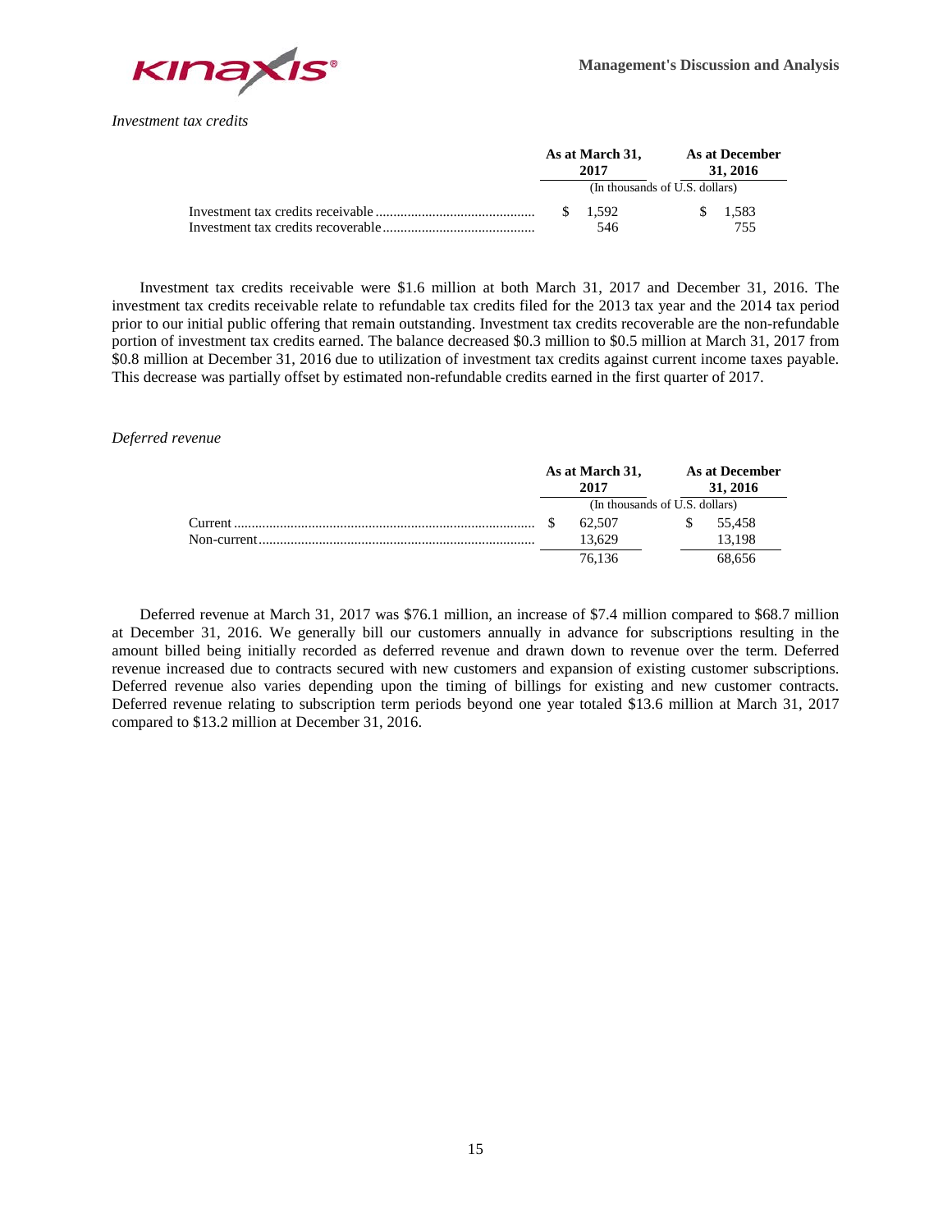*Investment tax credits*

| | As at March 31, 2017 | As at December 31, 2016 |
|---|---|---|
| | (In thousands of U.S. dollars) | |
| Investment tax credits receivable | $ 1,592 | $ 1,583 |
| Investment tax credits recoverable | 546 | 755 |

Investment tax credits receivable were $1.6 million at both March 31, 2017 and December 31, 2016. The investment tax credits receivable relate to refundable tax credits filed for the 2013 tax year and the 2014 tax period prior to our initial public offering that remain outstanding. Investment tax credits recoverable are the non-refundable portion of investment tax credits earned. The balance decreased $0.3 million to $0.5 million at March 31, 2017 from $0.8 million at December 31, 2016 due to utilization of investment tax credits against current income taxes payable. This decrease was partially offset by estimated non-refundable credits earned in the first quarter of 2017.

*Deferred revenue*

| | As at March 31, 2017 | As at December 31, 2016 |
|---|---|---|
| | (In thousands of U.S. dollars) | |
| Current | $ 62,507 | $ 55,458 |
| Non-current | 13,629 | 13,198 |
| | 76,136 | 68,656 |

Deferred revenue at March 31, 2017 was $76.1 million, an increase of $7.4 million compared to $68.7 million at December 31, 2016. We generally bill our customers annually in advance for subscriptions resulting in the amount billed being initially recorded as deferred revenue and drawn down to revenue over the term. Deferred revenue increased due to contracts secured with new customers and expansion of existing customer subscriptions. Deferred revenue also varies depending upon the timing of billings for existing and new customer contracts. Deferred revenue relating to subscription term periods beyond one year totaled $13.6 million at March 31, 2017 compared to $13.2 million at December 31, 2016.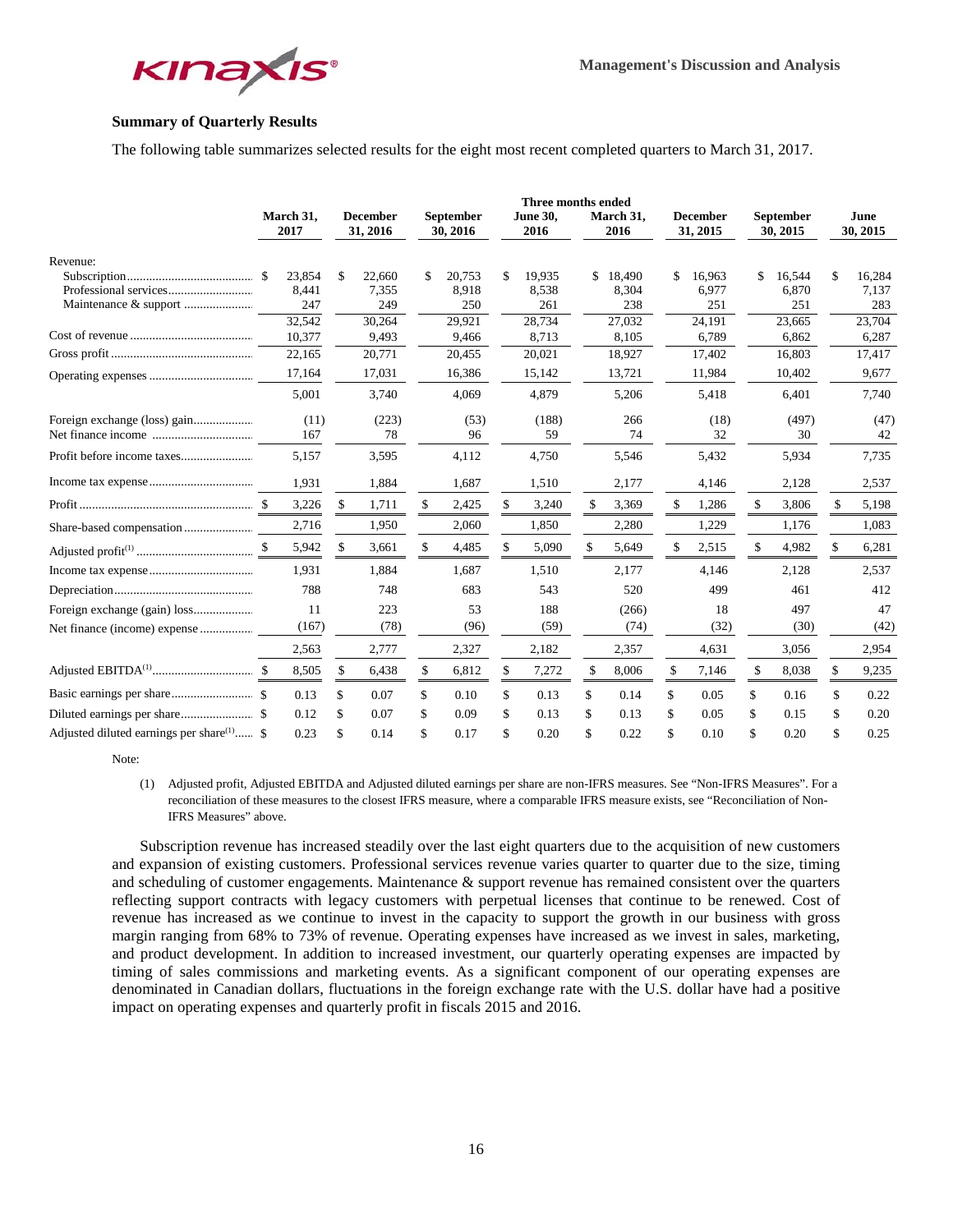## Summary of Quarterly Results

The following table summarizes selected results for the eight most recent completed quarters to March 31, 2017.

| | Three months ended | | | | | | | |
|---|---|---|---|---|---|---|---|---|
| | March 31, 2017 | December 31, 2016 | September 30, 2016 | June 30, 2016 | March 31, 2016 | December 31, 2015 | September 30, 2015 | June 30, 2015 |
| Revenue: | | | | | | | | |
| Subscription | $ 23,854 | $ 22,660 | $ 20,753 | $ 19,935 | $ 18,490 | $ 16,963 | $ 16,544 | $ 16,284 |
| Professional services | 8,441 | 7,355 | 8,918 | 8,538 | 8,304 | 6,977 | 6,870 | 7,137 |
| Maintenance & support | 247 | 249 | 250 | 261 | 238 | 251 | 251 | 283 |
| | 32,542 | 30,264 | 29,921 | 28,734 | 27,032 | 24,191 | 23,665 | 23,704 |
| Cost of revenue | 10,377 | 9,493 | 9,466 | 8,713 | 8,105 | 6,789 | 6,862 | 6,287 |
| Gross profit | 22,165 | 20,771 | 20,455 | 20,021 | 18,927 | 17,402 | 16,803 | 17,417 |
| Operating expenses | 17,164 | 17,031 | 16,386 | 15,142 | 13,721 | 11,984 | 10,402 | 9,677 |
| | 5,001 | 3,740 | 4,069 | 4,879 | 5,206 | 5,418 | 6,401 | 7,740 |
| Foreign exchange (loss) gain | (11) | (223) | (53) | (188) | 266 | (18) | (497) | (47) |
| Net finance income | 167 | 78 | 96 | 59 | 74 | 32 | 30 | 42 |
| Profit before income taxes | 5,157 | 3,595 | 4,112 | 4,750 | 5,546 | 5,432 | 5,934 | 7,735 |
| Income tax expense | 1,931 | 1,884 | 1,687 | 1,510 | 2,177 | 4,146 | 2,128 | 2,537 |
| Profit | $ 3,226 | $ 1,711 | $ 2,425 | $ 3,240 | $ 3,369 | $ 1,286 | $ 3,806 | $ 5,198 |
| Share-based compensation | 2,716 | 1,950 | 2,060 | 1,850 | 2,280 | 1,229 | 1,176 | 1,083 |
| Adjusted profit(1) | $ 5,942 | $ 3,661 | $ 4,485 | $ 5,090 | $ 5,649 | $ 2,515 | $ 4,982 | $ 6,281 |
| Income tax expense | 1,931 | 1,884 | 1,687 | 1,510 | 2,177 | 4,146 | 2,128 | 2,537 |
| Depreciation | 788 | 748 | 683 | 543 | 520 | 499 | 461 | 412 |
| Foreign exchange (gain) loss | 11 | 223 | 53 | 188 | (266) | 18 | 497 | 47 |
| Net finance (income) expense | (167) | (78) | (96) | (59) | (74) | (32) | (30) | (42) |
| | 2,563 | 2,777 | 2,327 | 2,182 | 2,357 | 4,631 | 3,056 | 2,954 |
| Adjusted EBITDA(1) | $ 8,505 | $ 6,438 | $ 6,812 | $ 7,272 | $ 8,006 | $ 7,146 | $ 8,038 | $ 9,235 |
| Basic earnings per share | $ 0.13 | $ 0.07 | $ 0.10 | $ 0.13 | $ 0.14 | $ 0.05 | $ 0.16 | $ 0.22 |
| Diluted earnings per share | $ 0.12 | $ 0.07 | $ 0.09 | $ 0.13 | $ 0.13 | $ 0.05 | $ 0.15 | $ 0.20 |
| Adjusted diluted earnings per share(1) | $ 0.23 | $ 0.14 | $ 0.17 | $ 0.20 | $ 0.22 | $ 0.10 | $ 0.20 | $ 0.25 |

Note:

(1) Adjusted profit, Adjusted EBITDA and Adjusted diluted earnings per share are non-IFRS measures. See "Non-IFRS Measures". For a reconciliation of these measures to the closest IFRS measure, where a comparable IFRS measure exists, see "Reconciliation of Non-IFRS Measures" above.

Subscription revenue has increased steadily over the last eight quarters due to the acquisition of new customers and expansion of existing customers. Professional services revenue varies quarter to quarter due to the size, timing and scheduling of customer engagements. Maintenance & support revenue has remained consistent over the quarters reflecting support contracts with legacy customers with perpetual licenses that continue to be renewed. Cost of revenue has increased as we continue to invest in the capacity to support the growth in our business with gross margin ranging from 68% to 73% of revenue. Operating expenses have increased as we invest in sales, marketing, and product development. In addition to increased investment, our quarterly operating expenses are impacted by timing of sales commissions and marketing events. As a significant component of our operating expenses are denominated in Canadian dollars, fluctuations in the foreign exchange rate with the U.S. dollar have had a positive impact on operating expenses and quarterly profit in fiscals 2015 and 2016.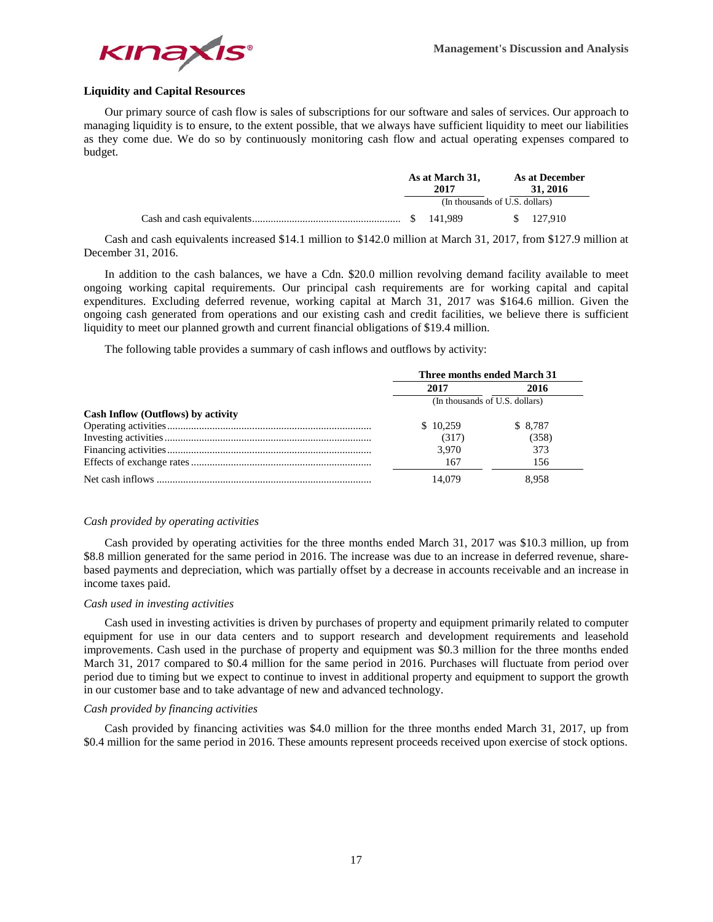## Liquidity and Capital Resources

Our primary source of cash flow is sales of subscriptions for our software and sales of services. Our approach to managing liquidity is to ensure, to the extent possible, that we always have sufficient liquidity to meet our liabilities as they come due. We do so by continuously monitoring cash flow and actual operating expenses compared to budget.

| | As at March 31, 2017 | As at December 31, 2016 |
|---|---|---|
| | (In thousands of U.S. dollars) | |
| Cash and cash equivalents | $ 141,989 | $ 127,910 |

Cash and cash equivalents increased $14.1 million to $142.0 million at March 31, 2017, from $127.9 million at December 31, 2016.

In addition to the cash balances, we have a Cdn. $20.0 million revolving demand facility available to meet ongoing working capital requirements. Our principal cash requirements are for working capital and capital expenditures. Excluding deferred revenue, working capital at March 31, 2017 was $164.6 million. Given the ongoing cash generated from operations and our existing cash and credit facilities, we believe there is sufficient liquidity to meet our planned growth and current financial obligations of $19.4 million.

The following table provides a summary of cash inflows and outflows by activity:

| | Three months ended March 31 | |
|---|---|---|
| | 2017 | 2016 |
| | (In thousands of U.S. dollars) | |
| **Cash Inflow (Outflows) by activity** | | |
| Operating activities | $ 10,259 | $ 8,787 |
| Investing activities | (317) | (358) |
| Financing activities | 3,970 | 373 |
| Effects of exchange rates | 167 | 156 |
| Net cash inflows | 14,079 | 8,958 |

*Cash provided by operating activities*

Cash provided by operating activities for the three months ended March 31, 2017 was $10.3 million, up from $8.8 million generated for the same period in 2016. The increase was due to an increase in deferred revenue, share-based payments and depreciation, which was partially offset by a decrease in accounts receivable and an increase in income taxes paid.

*Cash used in investing activities*

Cash used in investing activities is driven by purchases of property and equipment primarily related to computer equipment for use in our data centers and to support research and development requirements and leasehold improvements. Cash used in the purchase of property and equipment was $0.3 million for the three months ended March 31, 2017 compared to $0.4 million for the same period in 2016. Purchases will fluctuate from period over period due to timing but we expect to continue to invest in additional property and equipment to support the growth in our customer base and to take advantage of new and advanced technology.

*Cash provided by financing activities*

Cash provided by financing activities was $4.0 million for the three months ended March 31, 2017, up from $0.4 million for the same period in 2016. These amounts represent proceeds received upon exercise of stock options.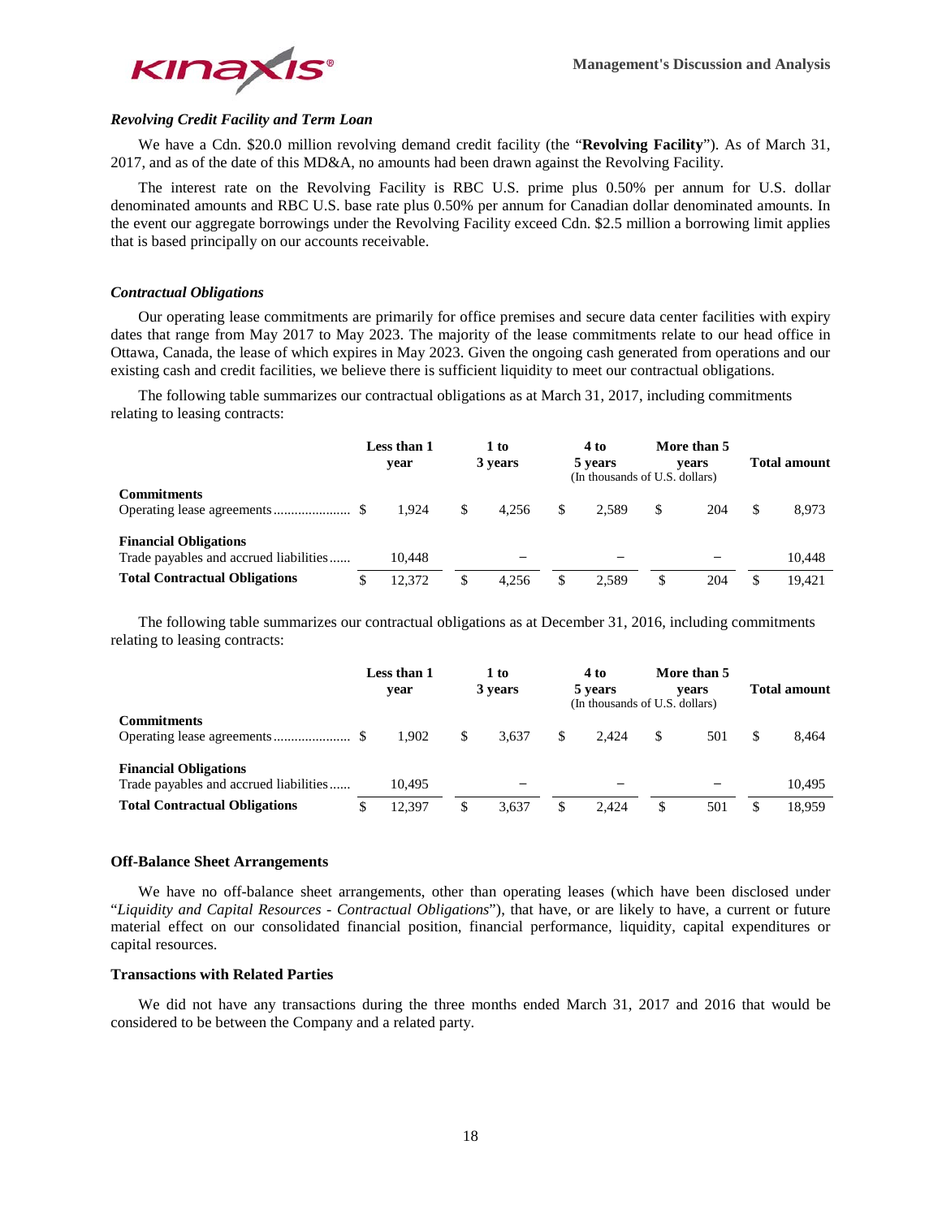### *Revolving Credit Facility and Term Loan*

We have a Cdn. $20.0 million revolving demand credit facility (the "**Revolving Facility**"). As of March 31, 2017, and as of the date of this MD&A, no amounts had been drawn against the Revolving Facility.

The interest rate on the Revolving Facility is RBC U.S. prime plus 0.50% per annum for U.S. dollar denominated amounts and RBC U.S. base rate plus 0.50% per annum for Canadian dollar denominated amounts. In the event our aggregate borrowings under the Revolving Facility exceed Cdn. $2.5 million a borrowing limit applies that is based principally on our accounts receivable.

### *Contractual Obligations*

Our operating lease commitments are primarily for office premises and secure data center facilities with expiry dates that range from May 2017 to May 2023. The majority of the lease commitments relate to our head office in Ottawa, Canada, the lease of which expires in May 2023. Given the ongoing cash generated from operations and our existing cash and credit facilities, we believe there is sufficient liquidity to meet our contractual obligations.

The following table summarizes our contractual obligations as at March 31, 2017, including commitments relating to leasing contracts:

| | Less than 1 year | 1 to 3 years | 4 to 5 years | More than 5 years | Total amount |
|---|---|---|---|---|---|
| | | | (In thousands of U.S. dollars) | | |
| **Commitments** | | | | | |
| Operating lease agreements | $ 1,924 | $ 4,256 | $ 2,589 | $ 204 | $ 8,973 |
| **Financial Obligations** | | | | | |
| Trade payables and accrued liabilities | 10,448 | – | – | – | 10,448 |
| **Total Contractual Obligations** | $ 12,372 | $ 4,256 | $ 2,589 | $ 204 | $ 19,421 |

The following table summarizes our contractual obligations as at December 31, 2016, including commitments relating to leasing contracts:

| | Less than 1 year | 1 to 3 years | 4 to 5 years | More than 5 years | Total amount |
|---|---|---|---|---|---|
| | | | (In thousands of U.S. dollars) | | |
| **Commitments** | | | | | |
| Operating lease agreements | $ 1,902 | $ 3,637 | $ 2,424 | $ 501 | $ 8,464 |
| **Financial Obligations** | | | | | |
| Trade payables and accrued liabilities | 10,495 | – | – | – | 10,495 |
| **Total Contractual Obligations** | $ 12,397 | $ 3,637 | $ 2,424 | $ 501 | $ 18,959 |

## Off-Balance Sheet Arrangements

We have no off-balance sheet arrangements, other than operating leases (which have been disclosed under "*Liquidity and Capital Resources - Contractual Obligations*"), that have, or are likely to have, a current or future material effect on our consolidated financial position, financial performance, liquidity, capital expenditures or capital resources.

## Transactions with Related Parties

We did not have any transactions during the three months ended March 31, 2017 and 2016 that would be considered to be between the Company and a related party.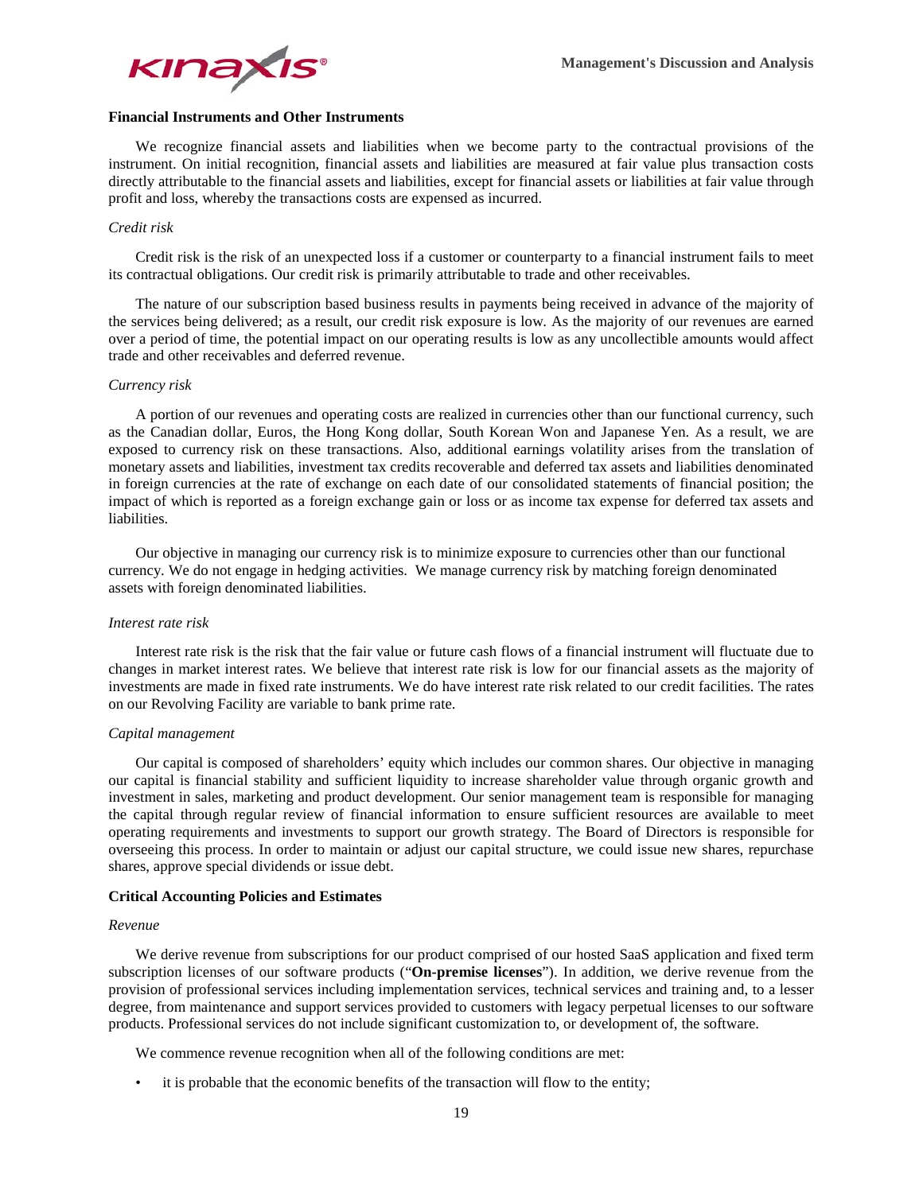### Financial Instruments and Other Instruments

We recognize financial assets and liabilities when we become party to the contractual provisions of the instrument. On initial recognition, financial assets and liabilities are measured at fair value plus transaction costs directly attributable to the financial assets and liabilities, except for financial assets or liabilities at fair value through profit and loss, whereby the transactions costs are expensed as incurred.

*Credit risk*

Credit risk is the risk of an unexpected loss if a customer or counterparty to a financial instrument fails to meet its contractual obligations. Our credit risk is primarily attributable to trade and other receivables.

The nature of our subscription based business results in payments being received in advance of the majority of the services being delivered; as a result, our credit risk exposure is low. As the majority of our revenues are earned over a period of time, the potential impact on our operating results is low as any uncollectible amounts would affect trade and other receivables and deferred revenue.

*Currency risk*

A portion of our revenues and operating costs are realized in currencies other than our functional currency, such as the Canadian dollar, Euros, the Hong Kong dollar, South Korean Won and Japanese Yen. As a result, we are exposed to currency risk on these transactions. Also, additional earnings volatility arises from the translation of monetary assets and liabilities, investment tax credits recoverable and deferred tax assets and liabilities denominated in foreign currencies at the rate of exchange on each date of our consolidated statements of financial position; the impact of which is reported as a foreign exchange gain or loss or as income tax expense for deferred tax assets and liabilities.

Our objective in managing our currency risk is to minimize exposure to currencies other than our functional currency. We do not engage in hedging activities. We manage currency risk by matching foreign denominated assets with foreign denominated liabilities.

*Interest rate risk*

Interest rate risk is the risk that the fair value or future cash flows of a financial instrument will fluctuate due to changes in market interest rates. We believe that interest rate risk is low for our financial assets as the majority of investments are made in fixed rate instruments. We do have interest rate risk related to our credit facilities. The rates on our Revolving Facility are variable to bank prime rate.

*Capital management*

Our capital is composed of shareholders' equity which includes our common shares. Our objective in managing our capital is financial stability and sufficient liquidity to increase shareholder value through organic growth and investment in sales, marketing and product development. Our senior management team is responsible for managing the capital through regular review of financial information to ensure sufficient resources are available to meet operating requirements and investments to support our growth strategy. The Board of Directors is responsible for overseeing this process. In order to maintain or adjust our capital structure, we could issue new shares, repurchase shares, approve special dividends or issue debt.

### Critical Accounting Policies and Estimates

*Revenue*

We derive revenue from subscriptions for our product comprised of our hosted SaaS application and fixed term subscription licenses of our software products ("**On-premise licenses**"). In addition, we derive revenue from the provision of professional services including implementation services, technical services and training and, to a lesser degree, from maintenance and support services provided to customers with legacy perpetual licenses to our software products. Professional services do not include significant customization to, or development of, the software.

We commence revenue recognition when all of the following conditions are met:

- it is probable that the economic benefits of the transaction will flow to the entity;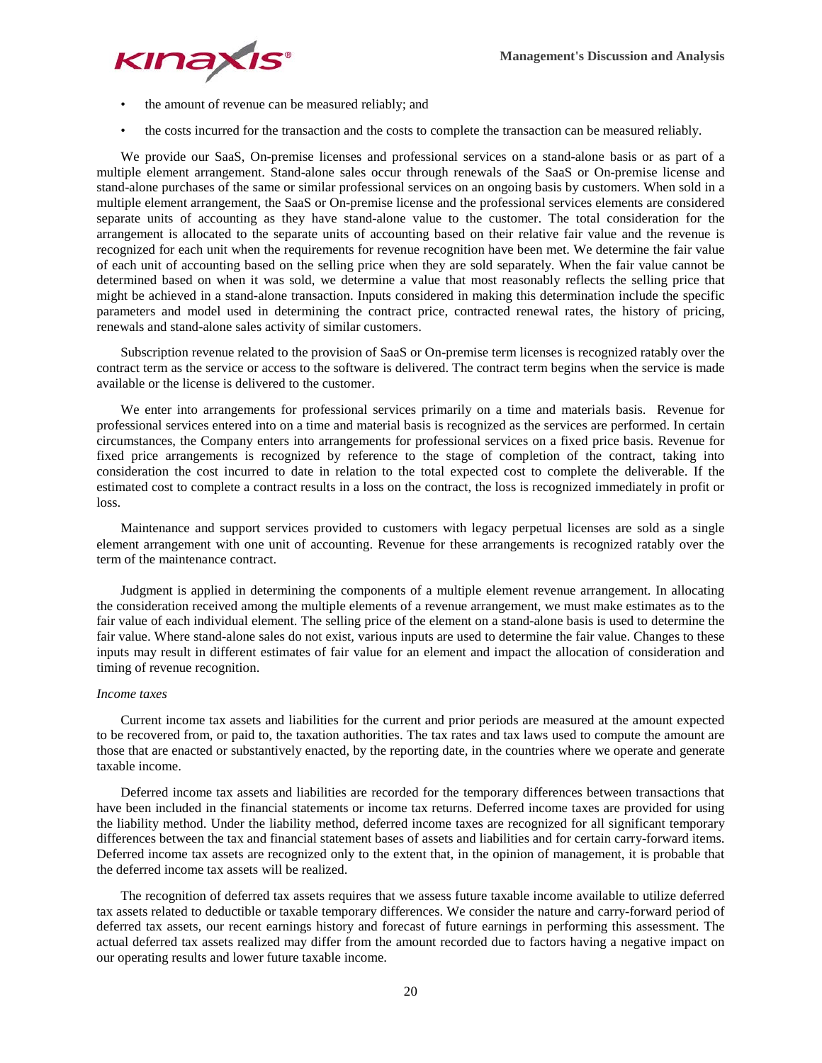- the amount of revenue can be measured reliably; and
- the costs incurred for the transaction and the costs to complete the transaction can be measured reliably.

We provide our SaaS, On-premise licenses and professional services on a stand-alone basis or as part of a multiple element arrangement. Stand-alone sales occur through renewals of the SaaS or On-premise license and stand-alone purchases of the same or similar professional services on an ongoing basis by customers. When sold in a multiple element arrangement, the SaaS or On-premise license and the professional services elements are considered separate units of accounting as they have stand-alone value to the customer. The total consideration for the arrangement is allocated to the separate units of accounting based on their relative fair value and the revenue is recognized for each unit when the requirements for revenue recognition have been met. We determine the fair value of each unit of accounting based on the selling price when they are sold separately. When the fair value cannot be determined based on when it was sold, we determine a value that most reasonably reflects the selling price that might be achieved in a stand-alone transaction. Inputs considered in making this determination include the specific parameters and model used in determining the contract price, contracted renewal rates, the history of pricing, renewals and stand-alone sales activity of similar customers.

Subscription revenue related to the provision of SaaS or On-premise term licenses is recognized ratably over the contract term as the service or access to the software is delivered. The contract term begins when the service is made available or the license is delivered to the customer.

We enter into arrangements for professional services primarily on a time and materials basis. Revenue for professional services entered into on a time and material basis is recognized as the services are performed. In certain circumstances, the Company enters into arrangements for professional services on a fixed price basis. Revenue for fixed price arrangements is recognized by reference to the stage of completion of the contract, taking into consideration the cost incurred to date in relation to the total expected cost to complete the deliverable. If the estimated cost to complete a contract results in a loss on the contract, the loss is recognized immediately in profit or loss.

Maintenance and support services provided to customers with legacy perpetual licenses are sold as a single element arrangement with one unit of accounting. Revenue for these arrangements is recognized ratably over the term of the maintenance contract.

Judgment is applied in determining the components of a multiple element revenue arrangement. In allocating the consideration received among the multiple elements of a revenue arrangement, we must make estimates as to the fair value of each individual element. The selling price of the element on a stand-alone basis is used to determine the fair value. Where stand-alone sales do not exist, various inputs are used to determine the fair value. Changes to these inputs may result in different estimates of fair value for an element and impact the allocation of consideration and timing of revenue recognition.

*Income taxes*

Current income tax assets and liabilities for the current and prior periods are measured at the amount expected to be recovered from, or paid to, the taxation authorities. The tax rates and tax laws used to compute the amount are those that are enacted or substantively enacted, by the reporting date, in the countries where we operate and generate taxable income.

Deferred income tax assets and liabilities are recorded for the temporary differences between transactions that have been included in the financial statements or income tax returns. Deferred income taxes are provided for using the liability method. Under the liability method, deferred income taxes are recognized for all significant temporary differences between the tax and financial statement bases of assets and liabilities and for certain carry-forward items. Deferred income tax assets are recognized only to the extent that, in the opinion of management, it is probable that the deferred income tax assets will be realized.

The recognition of deferred tax assets requires that we assess future taxable income available to utilize deferred tax assets related to deductible or taxable temporary differences. We consider the nature and carry-forward period of deferred tax assets, our recent earnings history and forecast of future earnings in performing this assessment. The actual deferred tax assets realized may differ from the amount recorded due to factors having a negative impact on our operating results and lower future taxable income.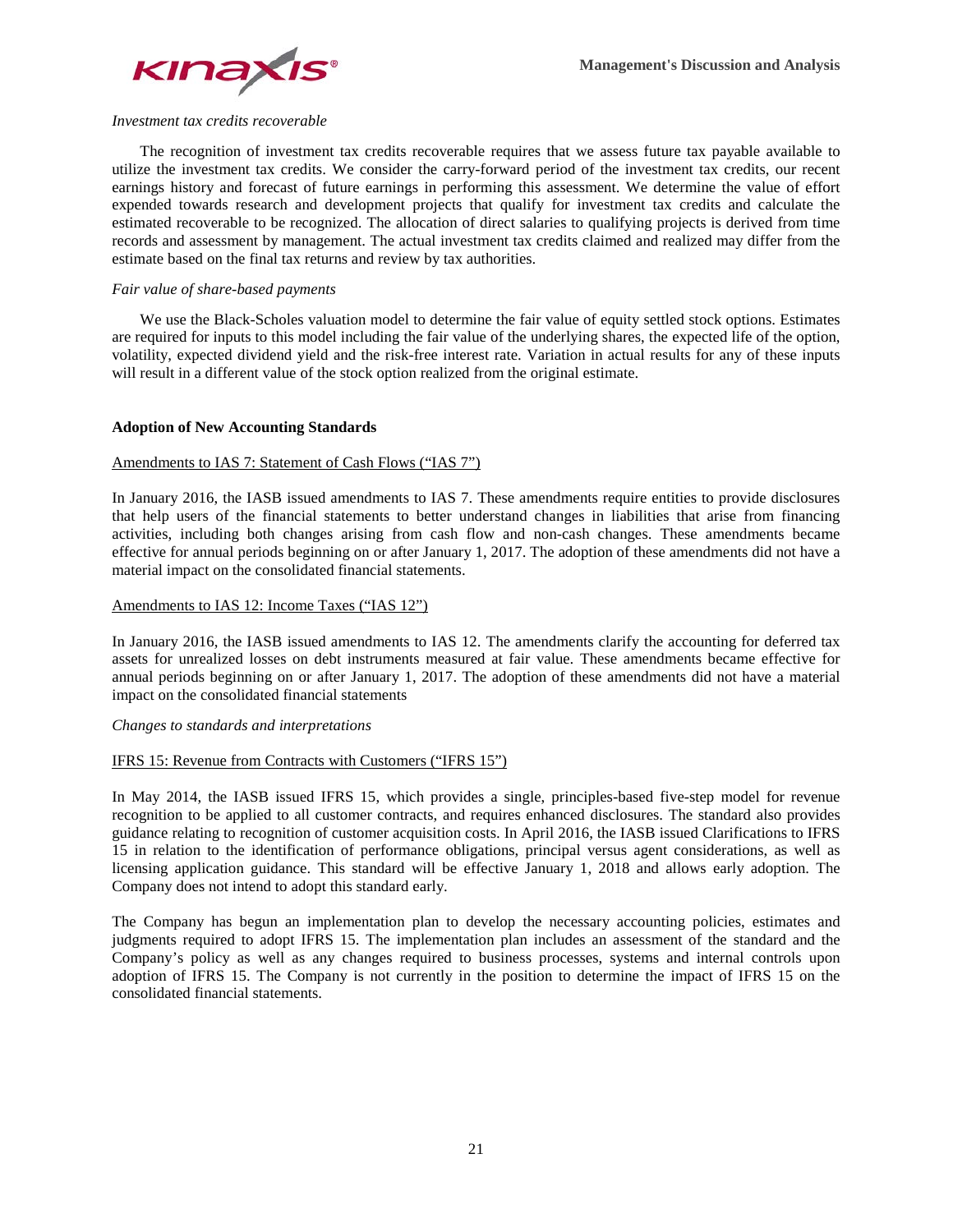*Investment tax credits recoverable*

The recognition of investment tax credits recoverable requires that we assess future tax payable available to utilize the investment tax credits. We consider the carry-forward period of the investment tax credits, our recent earnings history and forecast of future earnings in performing this assessment. We determine the value of effort expended towards research and development projects that qualify for investment tax credits and calculate the estimated recoverable to be recognized. The allocation of direct salaries to qualifying projects is derived from time records and assessment by management. The actual investment tax credits claimed and realized may differ from the estimate based on the final tax returns and review by tax authorities.

*Fair value of share-based payments*

We use the Black-Scholes valuation model to determine the fair value of equity settled stock options. Estimates are required for inputs to this model including the fair value of the underlying shares, the expected life of the option, volatility, expected dividend yield and the risk-free interest rate. Variation in actual results for any of these inputs will result in a different value of the stock option realized from the original estimate.

**Adoption of New Accounting Standards**

Amendments to IAS 7: Statement of Cash Flows ("IAS 7")

In January 2016, the IASB issued amendments to IAS 7. These amendments require entities to provide disclosures that help users of the financial statements to better understand changes in liabilities that arise from financing activities, including both changes arising from cash flow and non-cash changes. These amendments became effective for annual periods beginning on or after January 1, 2017. The adoption of these amendments did not have a material impact on the consolidated financial statements.

Amendments to IAS 12: Income Taxes ("IAS 12")

In January 2016, the IASB issued amendments to IAS 12. The amendments clarify the accounting for deferred tax assets for unrealized losses on debt instruments measured at fair value. These amendments became effective for annual periods beginning on or after January 1, 2017. The adoption of these amendments did not have a material impact on the consolidated financial statements

*Changes to standards and interpretations*

IFRS 15: Revenue from Contracts with Customers ("IFRS 15")

In May 2014, the IASB issued IFRS 15, which provides a single, principles-based five-step model for revenue recognition to be applied to all customer contracts, and requires enhanced disclosures. The standard also provides guidance relating to recognition of customer acquisition costs. In April 2016, the IASB issued Clarifications to IFRS 15 in relation to the identification of performance obligations, principal versus agent considerations, as well as licensing application guidance. This standard will be effective January 1, 2018 and allows early adoption. The Company does not intend to adopt this standard early.

The Company has begun an implementation plan to develop the necessary accounting policies, estimates and judgments required to adopt IFRS 15. The implementation plan includes an assessment of the standard and the Company's policy as well as any changes required to business processes, systems and internal controls upon adoption of IFRS 15. The Company is not currently in the position to determine the impact of IFRS 15 on the consolidated financial statements.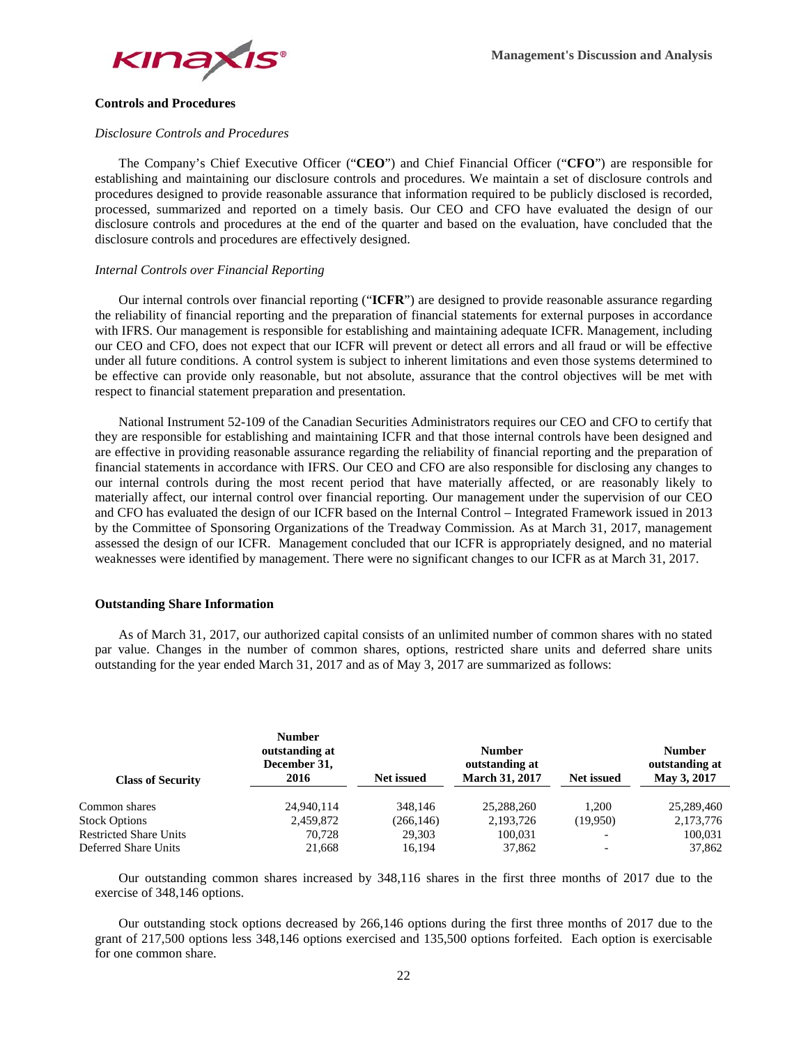## Controls and Procedures

*Disclosure Controls and Procedures*

The Company's Chief Executive Officer ("**CEO**") and Chief Financial Officer ("**CFO**") are responsible for establishing and maintaining our disclosure controls and procedures. We maintain a set of disclosure controls and procedures designed to provide reasonable assurance that information required to be publicly disclosed is recorded, processed, summarized and reported on a timely basis. Our CEO and CFO have evaluated the design of our disclosure controls and procedures at the end of the quarter and based on the evaluation, have concluded that the disclosure controls and procedures are effectively designed.

*Internal Controls over Financial Reporting*

Our internal controls over financial reporting ("**ICFR**") are designed to provide reasonable assurance regarding the reliability of financial reporting and the preparation of financial statements for external purposes in accordance with IFRS. Our management is responsible for establishing and maintaining adequate ICFR. Management, including our CEO and CFO, does not expect that our ICFR will prevent or detect all errors and all fraud or will be effective under all future conditions. A control system is subject to inherent limitations and even those systems determined to be effective can provide only reasonable, but not absolute, assurance that the control objectives will be met with respect to financial statement preparation and presentation.

National Instrument 52-109 of the Canadian Securities Administrators requires our CEO and CFO to certify that they are responsible for establishing and maintaining ICFR and that those internal controls have been designed and are effective in providing reasonable assurance regarding the reliability of financial reporting and the preparation of financial statements in accordance with IFRS. Our CEO and CFO are also responsible for disclosing any changes to our internal controls during the most recent period that have materially affected, or are reasonably likely to materially affect, our internal control over financial reporting. Our management under the supervision of our CEO and CFO has evaluated the design of our ICFR based on the Internal Control – Integrated Framework issued in 2013 by the Committee of Sponsoring Organizations of the Treadway Commission. As at March 31, 2017, management assessed the design of our ICFR. Management concluded that our ICFR is appropriately designed, and no material weaknesses were identified by management. There were no significant changes to our ICFR as at March 31, 2017.

## Outstanding Share Information

As of March 31, 2017, our authorized capital consists of an unlimited number of common shares with no stated par value. Changes in the number of common shares, options, restricted share units and deferred share units outstanding for the year ended March 31, 2017 and as of May 3, 2017 are summarized as follows:

| Class of Security | Number outstanding at December 31, 2016 | Net issued | Number outstanding at March 31, 2017 | Net issued | Number outstanding at May 3, 2017 |
|---|---|---|---|---|---|
| Common shares | 24,940,114 | 348,146 | 25,288,260 | 1,200 | 25,289,460 |
| Stock Options | 2,459,872 | (266,146) | 2,193,726 | (19,950) | 2,173,776 |
| Restricted Share Units | 70,728 | 29,303 | 100,031 | - | 100,031 |
| Deferred Share Units | 21,668 | 16,194 | 37,862 | - | 37,862 |

Our outstanding common shares increased by 348,116 shares in the first three months of 2017 due to the exercise of 348,146 options.

Our outstanding stock options decreased by 266,146 options during the first three months of 2017 due to the grant of 217,500 options less 348,146 options exercised and 135,500 options forfeited. Each option is exercisable for one common share.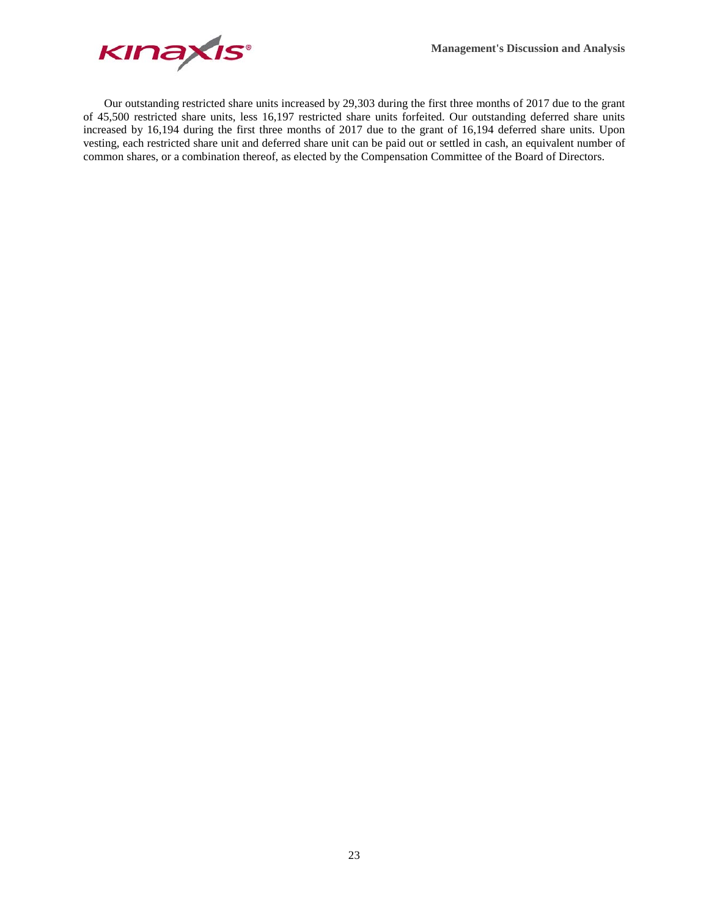Our outstanding restricted share units increased by 29,303 during the first three months of 2017 due to the grant of 45,500 restricted share units, less 16,197 restricted share units forfeited. Our outstanding deferred share units increased by 16,194 during the first three months of 2017 due to the grant of 16,194 deferred share units. Upon vesting, each restricted share unit and deferred share unit can be paid out or settled in cash, an equivalent number of common shares, or a combination thereof, as elected by the Compensation Committee of the Board of Directors.